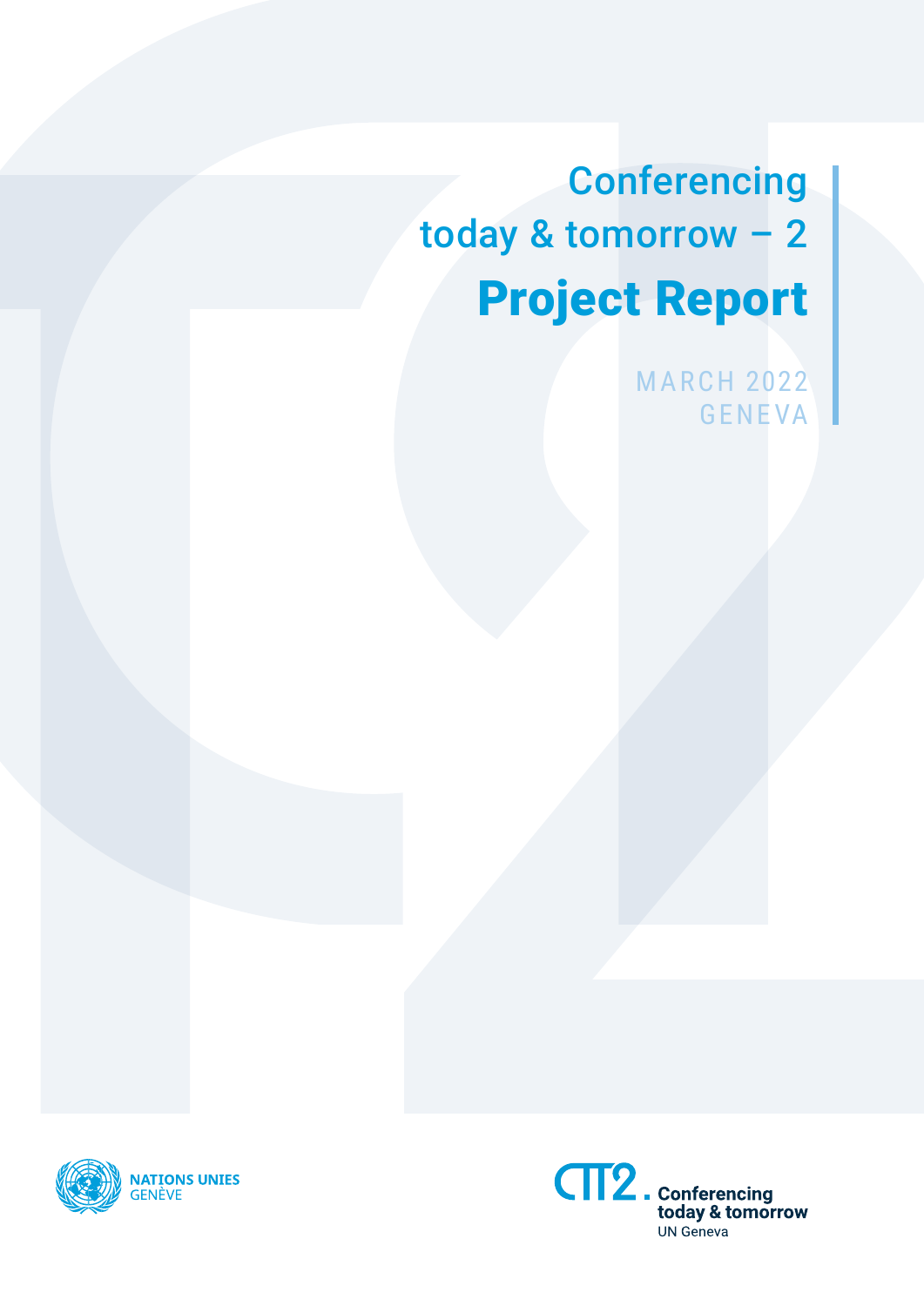# Conferencing today & tomorrow – 2

# Project Report

MARCH 2022
GENEVA

NATIONS UNIES
GENÈVE

CTT2. Conferencing today & tomorrow
UN Geneva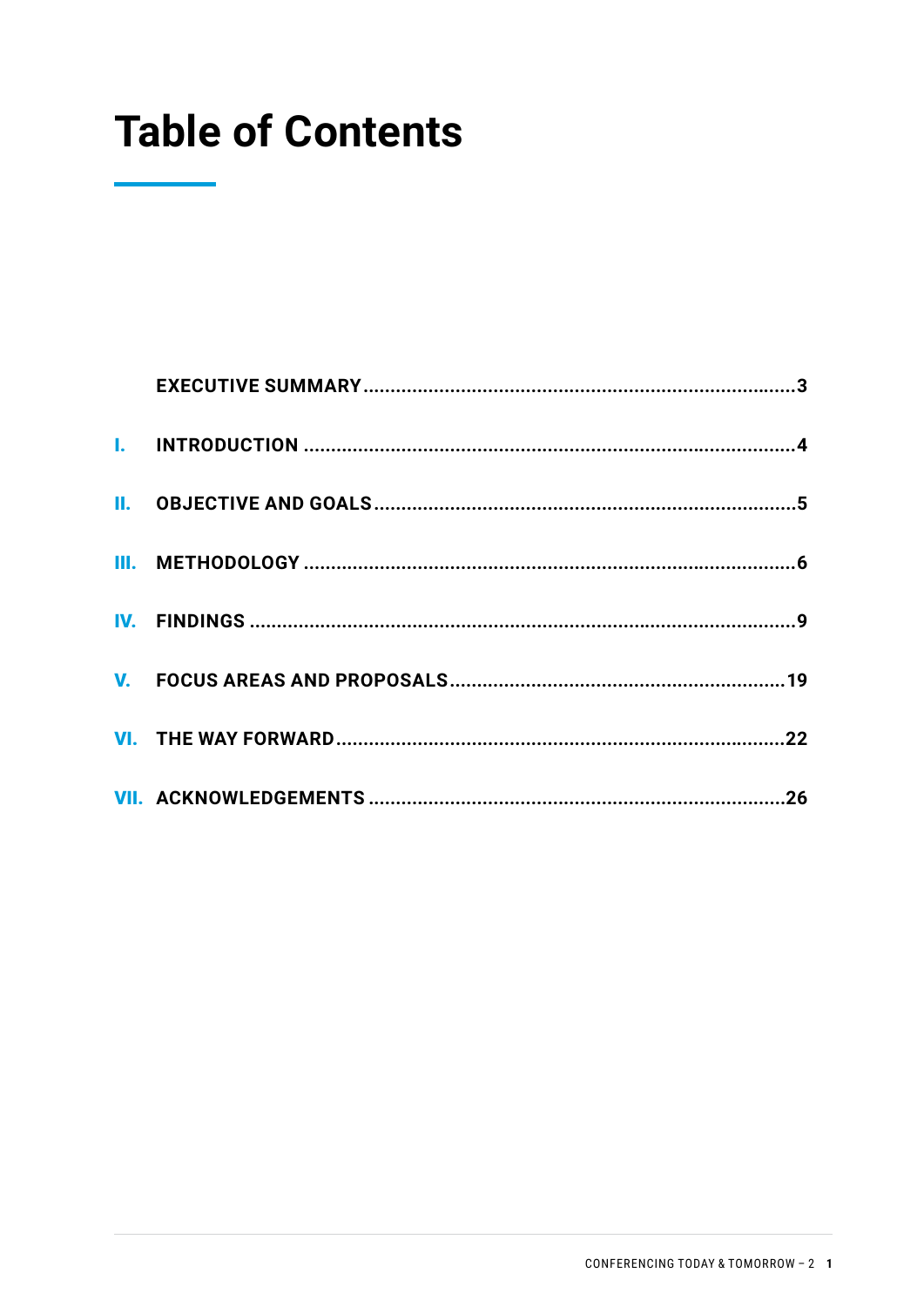# Table of Contents

| | | |
|---|---|---|
| | EXECUTIVE SUMMARY | 3 |
| I. | INTRODUCTION | 4 |
| II. | OBJECTIVE AND GOALS | 5 |
| III. | METHODOLOGY | 6 |
| IV. | FINDINGS | 9 |
| V. | FOCUS AREAS AND PROPOSALS | 19 |
| VI. | THE WAY FORWARD | 22 |
| VII. | ACKNOWLEDGEMENTS | 26 |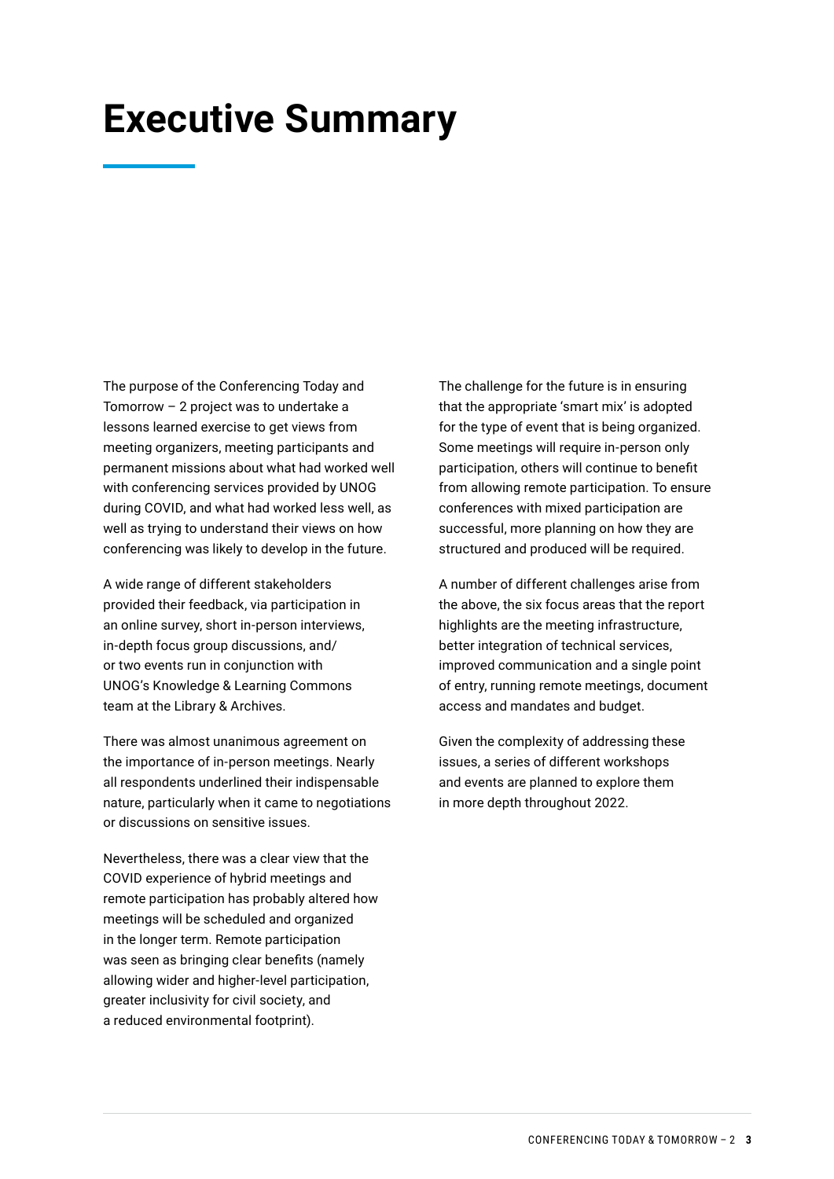# Executive Summary

The purpose of the Conferencing Today and Tomorrow – 2 project was to undertake a lessons learned exercise to get views from meeting organizers, meeting participants and permanent missions about what had worked well with conferencing services provided by UNOG during COVID, and what had worked less well, as well as trying to understand their views on how conferencing was likely to develop in the future.

A wide range of different stakeholders provided their feedback, via participation in an online survey, short in-person interviews, in-depth focus group discussions, and/or two events run in conjunction with UNOG's Knowledge & Learning Commons team at the Library & Archives.

There was almost unanimous agreement on the importance of in-person meetings. Nearly all respondents underlined their indispensable nature, particularly when it came to negotiations or discussions on sensitive issues.

Nevertheless, there was a clear view that the COVID experience of hybrid meetings and remote participation has probably altered how meetings will be scheduled and organized in the longer term. Remote participation was seen as bringing clear benefits (namely allowing wider and higher-level participation, greater inclusivity for civil society, and a reduced environmental footprint).

The challenge for the future is in ensuring that the appropriate 'smart mix' is adopted for the type of event that is being organized. Some meetings will require in-person only participation, others will continue to benefit from allowing remote participation. To ensure conferences with mixed participation are successful, more planning on how they are structured and produced will be required.

A number of different challenges arise from the above, the six focus areas that the report highlights are the meeting infrastructure, better integration of technical services, improved communication and a single point of entry, running remote meetings, document access and mandates and budget.

Given the complexity of addressing these issues, a series of different workshops and events are planned to explore them in more depth throughout 2022.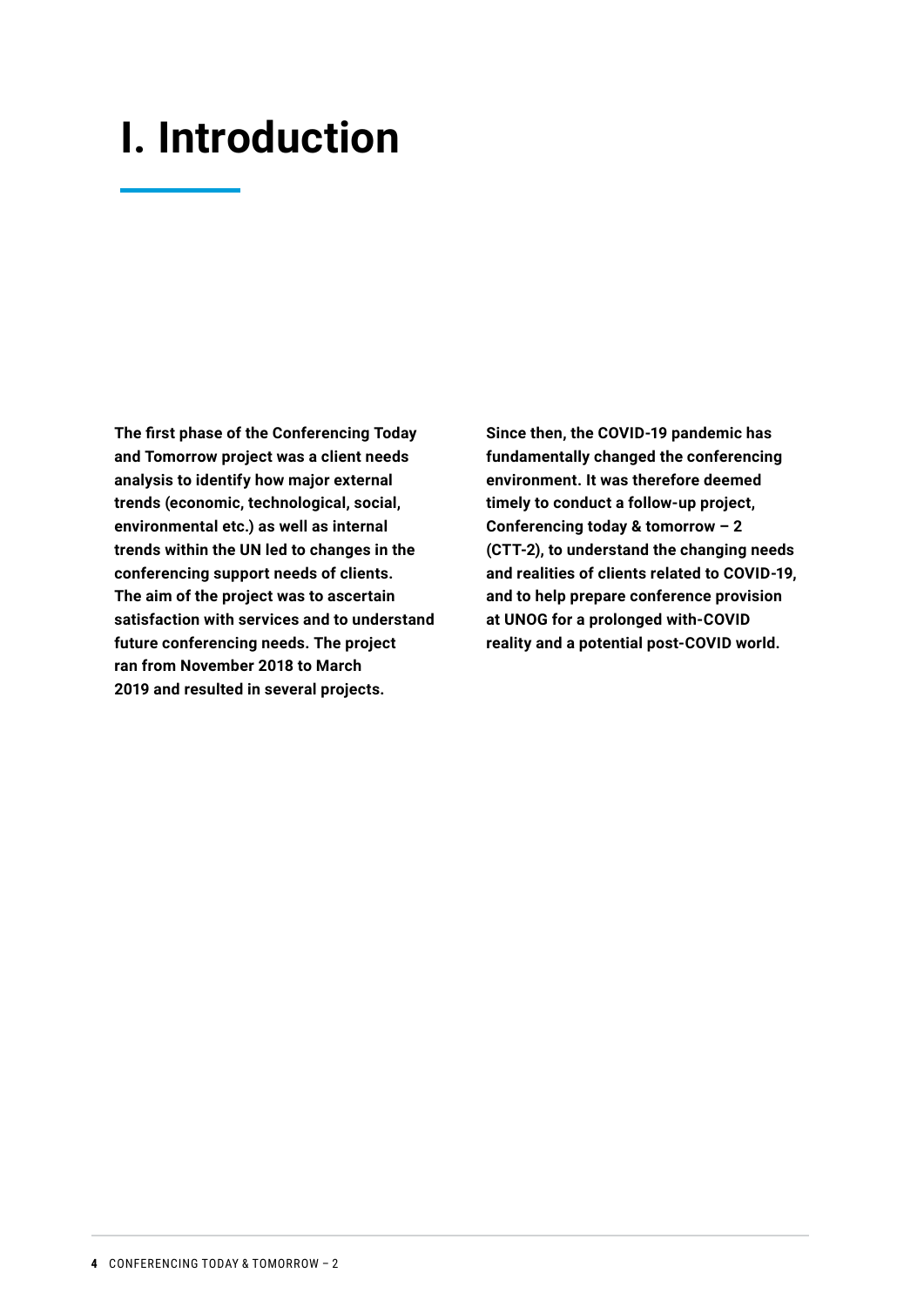# I. Introduction

**The first phase of the Conferencing Today and Tomorrow project was a client needs analysis to identify how major external trends (economic, technological, social, environmental etc.) as well as internal trends within the UN led to changes in the conferencing support needs of clients. The aim of the project was to ascertain satisfaction with services and to understand future conferencing needs. The project ran from November 2018 to March 2019 and resulted in several projects.**

**Since then, the COVID-19 pandemic has fundamentally changed the conferencing environment. It was therefore deemed timely to conduct a follow-up project, Conferencing today & tomorrow – 2 (CTT-2), to understand the changing needs and realities of clients related to COVID-19, and to help prepare conference provision at UNOG for a prolonged with-COVID reality and a potential post-COVID world.**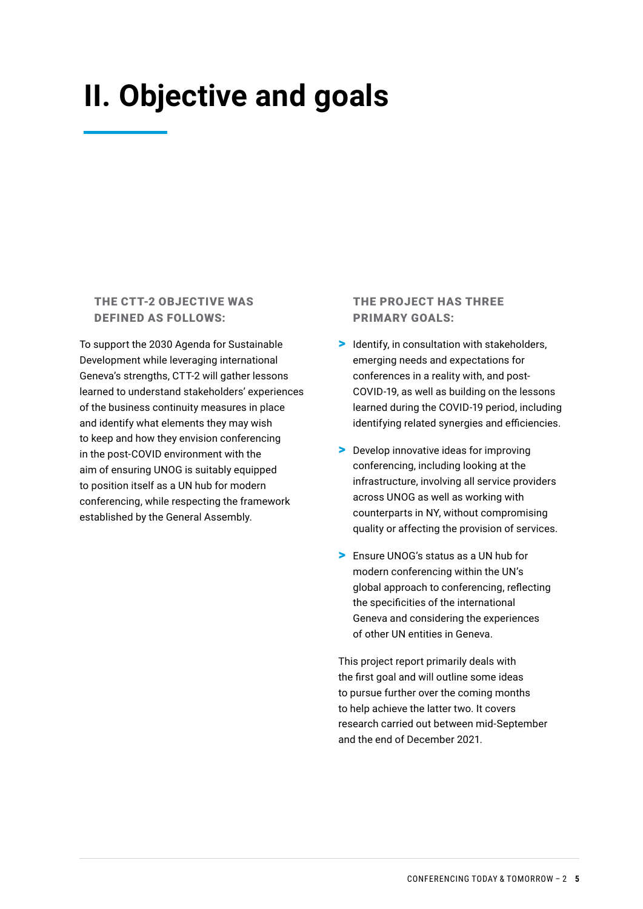# II. Objective and goals

### THE CTT-2 OBJECTIVE WAS DEFINED AS FOLLOWS:

To support the 2030 Agenda for Sustainable Development while leveraging international Geneva's strengths, CTT-2 will gather lessons learned to understand stakeholders' experiences of the business continuity measures in place and identify what elements they may wish to keep and how they envision conferencing in the post-COVID environment with the aim of ensuring UNOG is suitably equipped to position itself as a UN hub for modern conferencing, while respecting the framework established by the General Assembly.

### THE PROJECT HAS THREE PRIMARY GOALS:

- Identify, in consultation with stakeholders, emerging needs and expectations for conferences in a reality with, and post-COVID-19, as well as building on the lessons learned during the COVID-19 period, including identifying related synergies and efficiencies.
- Develop innovative ideas for improving conferencing, including looking at the infrastructure, involving all service providers across UNOG as well as working with counterparts in NY, without compromising quality or affecting the provision of services.
- Ensure UNOG's status as a UN hub for modern conferencing within the UN's global approach to conferencing, reflecting the specificities of the international Geneva and considering the experiences of other UN entities in Geneva.

This project report primarily deals with the first goal and will outline some ideas to pursue further over the coming months to help achieve the latter two. It covers research carried out between mid-September and the end of December 2021.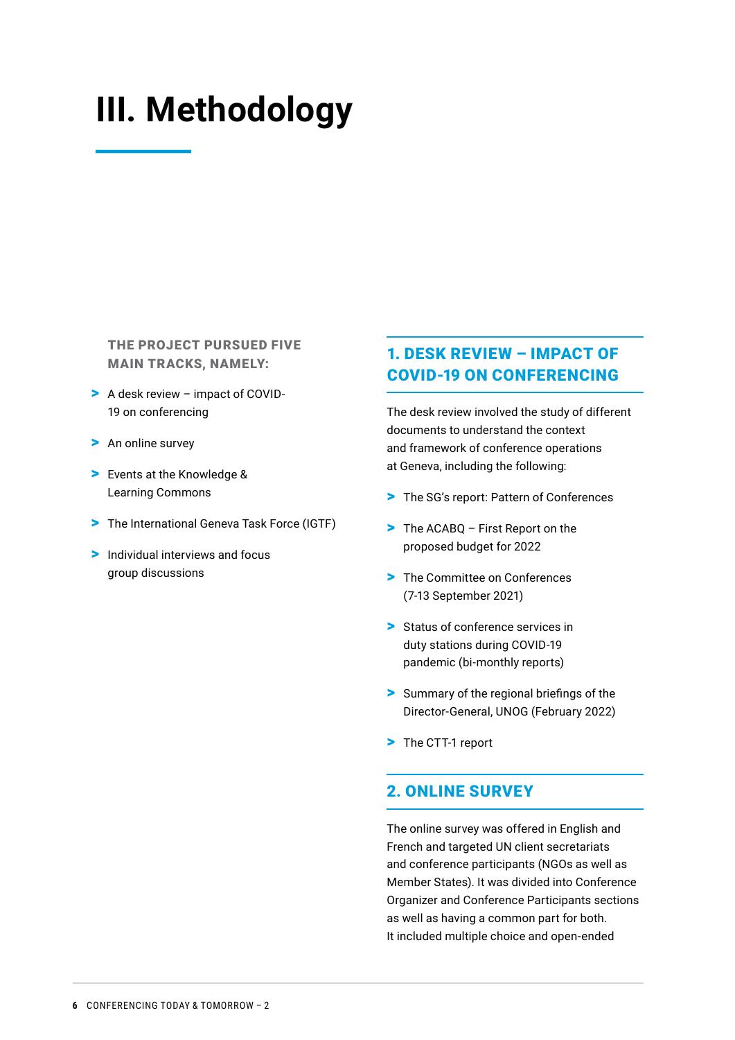# III. Methodology

**THE PROJECT PURSUED FIVE MAIN TRACKS, NAMELY:**

- A desk review – impact of COVID-19 on conferencing
- An online survey
- Events at the Knowledge & Learning Commons
- The International Geneva Task Force (IGTF)
- Individual interviews and focus group discussions

## 1. DESK REVIEW – IMPACT OF COVID-19 ON CONFERENCING

The desk review involved the study of different documents to understand the context and framework of conference operations at Geneva, including the following:

- The SG's report: Pattern of Conferences
- The ACABQ – First Report on the proposed budget for 2022
- The Committee on Conferences (7-13 September 2021)
- Status of conference services in duty stations during COVID-19 pandemic (bi-monthly reports)
- Summary of the regional briefings of the Director-General, UNOG (February 2022)
- The CTT-1 report

## 2. ONLINE SURVEY

The online survey was offered in English and French and targeted UN client secretariats and conference participants (NGOs as well as Member States). It was divided into Conference Organizer and Conference Participants sections as well as having a common part for both. It included multiple choice and open-ended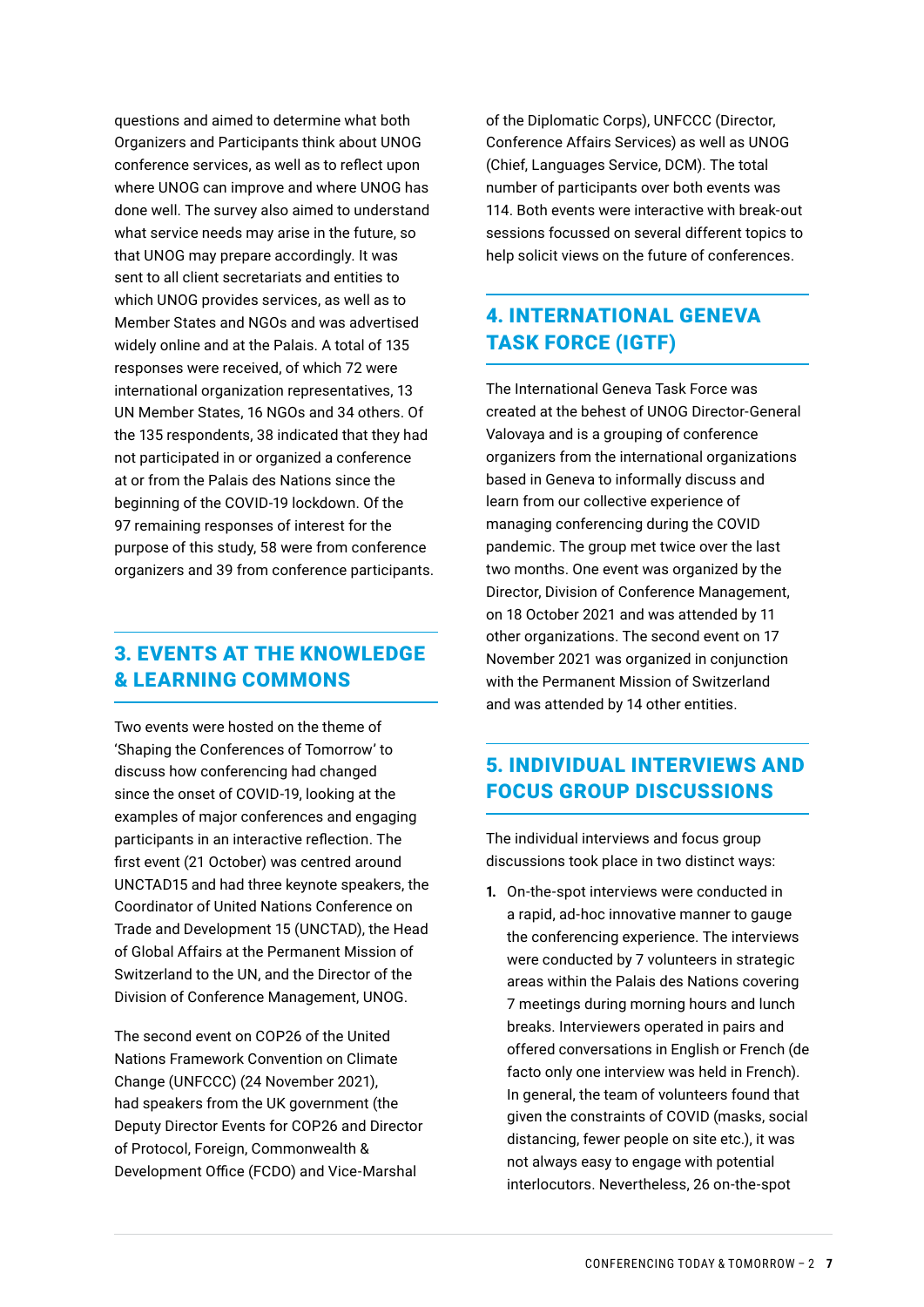questions and aimed to determine what both Organizers and Participants think about UNOG conference services, as well as to reflect upon where UNOG can improve and where UNOG has done well. The survey also aimed to understand what service needs may arise in the future, so that UNOG may prepare accordingly. It was sent to all client secretariats and entities to which UNOG provides services, as well as to Member States and NGOs and was advertised widely online and at the Palais. A total of 135 responses were received, of which 72 were international organization representatives, 13 UN Member States, 16 NGOs and 34 others. Of the 135 respondents, 38 indicated that they had not participated in or organized a conference at or from the Palais des Nations since the beginning of the COVID-19 lockdown. Of the 97 remaining responses of interest for the purpose of this study, 58 were from conference organizers and 39 from conference participants.

## 3. EVENTS AT THE KNOWLEDGE & LEARNING COMMONS

Two events were hosted on the theme of 'Shaping the Conferences of Tomorrow' to discuss how conferencing had changed since the onset of COVID-19, looking at the examples of major conferences and engaging participants in an interactive reflection. The first event (21 October) was centred around UNCTAD15 and had three keynote speakers, the Coordinator of United Nations Conference on Trade and Development 15 (UNCTAD), the Head of Global Affairs at the Permanent Mission of Switzerland to the UN, and the Director of the Division of Conference Management, UNOG.

The second event on COP26 of the United Nations Framework Convention on Climate Change (UNFCCC) (24 November 2021), had speakers from the UK government (the Deputy Director Events for COP26 and Director of Protocol, Foreign, Commonwealth & Development Office (FCDO) and Vice-Marshal of the Diplomatic Corps), UNFCCC (Director, Conference Affairs Services) as well as UNOG (Chief, Languages Service, DCM). The total number of participants over both events was 114. Both events were interactive with break-out sessions focussed on several different topics to help solicit views on the future of conferences.

## 4. INTERNATIONAL GENEVA TASK FORCE (IGTF)

The International Geneva Task Force was created at the behest of UNOG Director-General Valovaya and is a grouping of conference organizers from the international organizations based in Geneva to informally discuss and learn from our collective experience of managing conferencing during the COVID pandemic. The group met twice over the last two months. One event was organized by the Director, Division of Conference Management, on 18 October 2021 and was attended by 11 other organizations. The second event on 17 November 2021 was organized in conjunction with the Permanent Mission of Switzerland and was attended by 14 other entities.

## 5. INDIVIDUAL INTERVIEWS AND FOCUS GROUP DISCUSSIONS

The individual interviews and focus group discussions took place in two distinct ways:

1. On-the-spot interviews were conducted in a rapid, ad-hoc innovative manner to gauge the conferencing experience. The interviews were conducted by 7 volunteers in strategic areas within the Palais des Nations covering 7 meetings during morning hours and lunch breaks. Interviewers operated in pairs and offered conversations in English or French (de facto only one interview was held in French). In general, the team of volunteers found that given the constraints of COVID (masks, social distancing, fewer people on site etc.), it was not always easy to engage with potential interlocutors. Nevertheless, 26 on-the-spot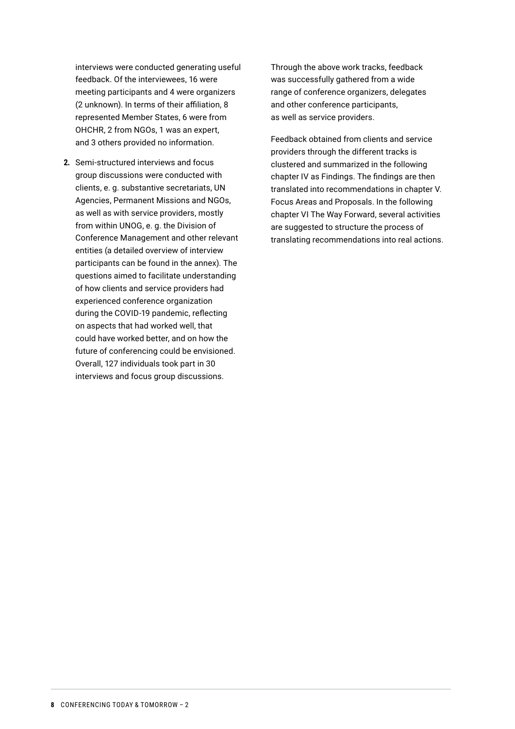interviews were conducted generating useful feedback. Of the interviewees, 16 were meeting participants and 4 were organizers (2 unknown). In terms of their affiliation, 8 represented Member States, 6 were from OHCHR, 2 from NGOs, 1 was an expert, and 3 others provided no information.

2. Semi-structured interviews and focus group discussions were conducted with clients, e. g. substantive secretariats, UN Agencies, Permanent Missions and NGOs, as well as with service providers, mostly from within UNOG, e. g. the Division of Conference Management and other relevant entities (a detailed overview of interview participants can be found in the annex). The questions aimed to facilitate understanding of how clients and service providers had experienced conference organization during the COVID-19 pandemic, reflecting on aspects that had worked well, that could have worked better, and on how the future of conferencing could be envisioned. Overall, 127 individuals took part in 30 interviews and focus group discussions.

Through the above work tracks, feedback was successfully gathered from a wide range of conference organizers, delegates and other conference participants, as well as service providers.

Feedback obtained from clients and service providers through the different tracks is clustered and summarized in the following chapter IV as Findings. The findings are then translated into recommendations in chapter V. Focus Areas and Proposals. In the following chapter VI The Way Forward, several activities are suggested to structure the process of translating recommendations into real actions.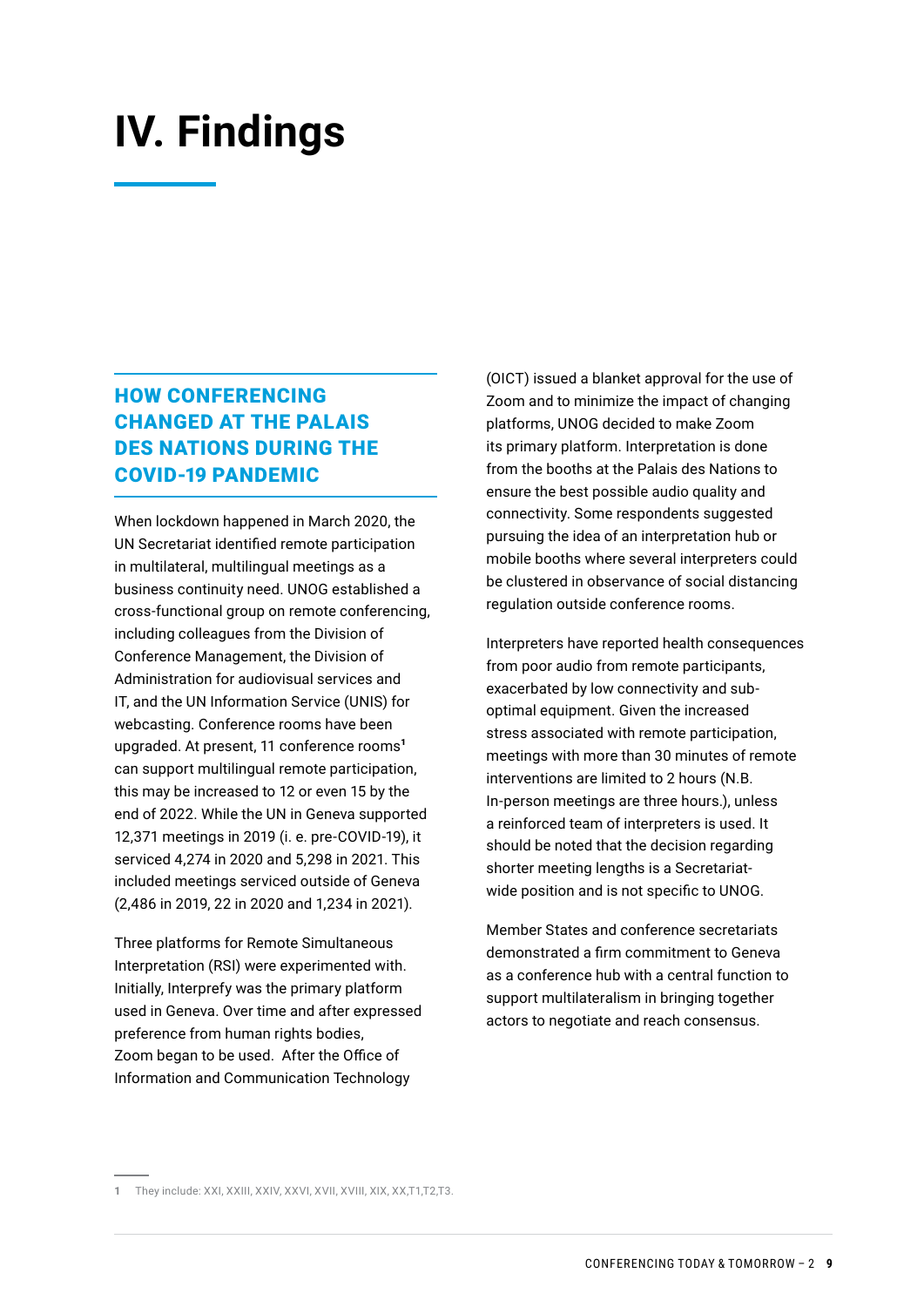# IV. Findings

## HOW CONFERENCING CHANGED AT THE PALAIS DES NATIONS DURING THE COVID-19 PANDEMIC

When lockdown happened in March 2020, the UN Secretariat identified remote participation in multilateral, multilingual meetings as a business continuity need. UNOG established a cross-functional group on remote conferencing, including colleagues from the Division of Conference Management, the Division of Administration for audiovisual services and IT, and the UN Information Service (UNIS) for webcasting. Conference rooms have been upgraded. At present, 11 conference rooms[1] can support multilingual remote participation, this may be increased to 12 or even 15 by the end of 2022. While the UN in Geneva supported 12,371 meetings in 2019 (i. e. pre-COVID-19), it serviced 4,274 in 2020 and 5,298 in 2021. This included meetings serviced outside of Geneva (2,486 in 2019, 22 in 2020 and 1,234 in 2021).

Three platforms for Remote Simultaneous Interpretation (RSI) were experimented with. Initially, Interprefy was the primary platform used in Geneva. Over time and after expressed preference from human rights bodies, Zoom began to be used. After the Office of Information and Communication Technology (OICT) issued a blanket approval for the use of Zoom and to minimize the impact of changing platforms, UNOG decided to make Zoom its primary platform. Interpretation is done from the booths at the Palais des Nations to ensure the best possible audio quality and connectivity. Some respondents suggested pursuing the idea of an interpretation hub or mobile booths where several interpreters could be clustered in observance of social distancing regulation outside conference rooms.

Interpreters have reported health consequences from poor audio from remote participants, exacerbated by low connectivity and sub-optimal equipment. Given the increased stress associated with remote participation, meetings with more than 30 minutes of remote interventions are limited to 2 hours (N.B. In-person meetings are three hours.), unless a reinforced team of interpreters is used. It should be noted that the decision regarding shorter meeting lengths is a Secretariat-wide position and is not specific to UNOG.

Member States and conference secretariats demonstrated a firm commitment to Geneva as a conference hub with a central function to support multilateralism in bringing together actors to negotiate and reach consensus.

---

1 They include: XXI, XXIII, XXIV, XXVI, XVII, XVIII, XIX, XX,T1,T2,T3.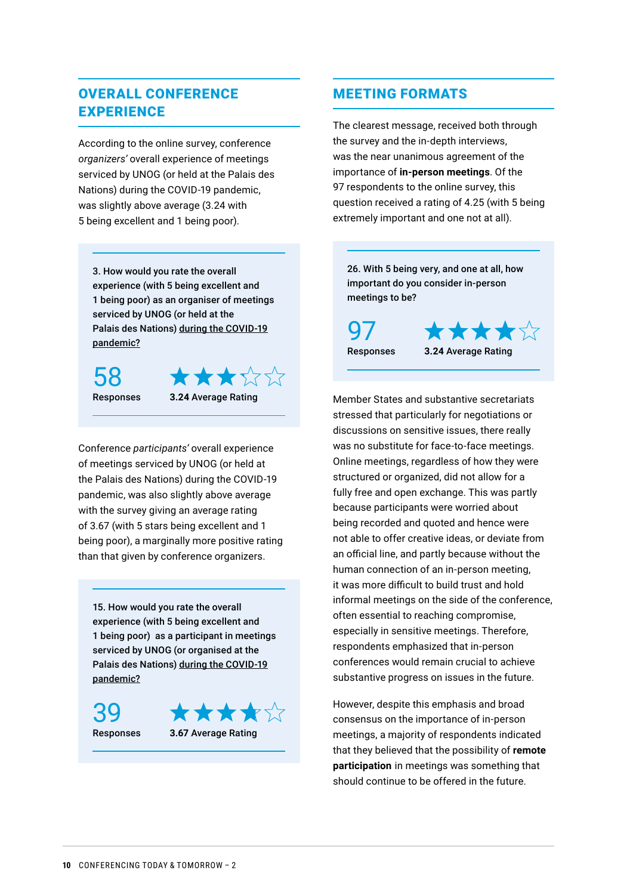## OVERALL CONFERENCE EXPERIENCE

According to the online survey, conference *organizers'* overall experience of meetings serviced by UNOG (or held at the Palais des Nations) during the COVID-19 pandemic, was slightly above average (3.24 with 5 being excellent and 1 being poor).

> 3. How would you rate the overall experience (with 5 being excellent and 1 being poor) as an organiser of meetings serviced by UNOG (or held at the Palais des Nations) during the COVID-19 pandemic?
>
> **58** Responses
>
> ★★★☆☆ 3.24 Average Rating

Conference *participants'* overall experience of meetings serviced by UNOG (or held at the Palais des Nations) during the COVID-19 pandemic, was also slightly above average with the survey giving an average rating of 3.67 (with 5 stars being excellent and 1 being poor), a marginally more positive rating than that given by conference organizers.

> 15. How would you rate the overall experience (with 5 being excellent and 1 being poor) as a participant in meetings serviced by UNOG (or organised at the Palais des Nations) during the COVID-19 pandemic?
>
> **39** Responses
>
> ★★★★☆ 3.67 Average Rating

## MEETING FORMATS

The clearest message, received both through the survey and the in-depth interviews, was the near unanimous agreement of the importance of **in-person meetings**. Of the 97 respondents to the online survey, this question received a rating of 4.25 (with 5 being extremely important and one not at all).

> 26. With 5 being very, and one at all, how important do you consider in-person meetings to be?
>
> **97** Responses
>
> ★★★★☆ 3.24 Average Rating

Member States and substantive secretariats stressed that particularly for negotiations or discussions on sensitive issues, there really was no substitute for face-to-face meetings. Online meetings, regardless of how they were structured or organized, did not allow for a fully free and open exchange. This was partly because participants were worried about being recorded and quoted and hence were not able to offer creative ideas, or deviate from an official line, and partly because without the human connection of an in-person meeting, it was more difficult to build trust and hold informal meetings on the side of the conference, often essential to reaching compromise, especially in sensitive meetings. Therefore, respondents emphasized that in-person conferences would remain crucial to achieve substantive progress on issues in the future.

However, despite this emphasis and broad consensus on the importance of in-person meetings, a majority of respondents indicated that they believed that the possibility of **remote participation** in meetings was something that should continue to be offered in the future.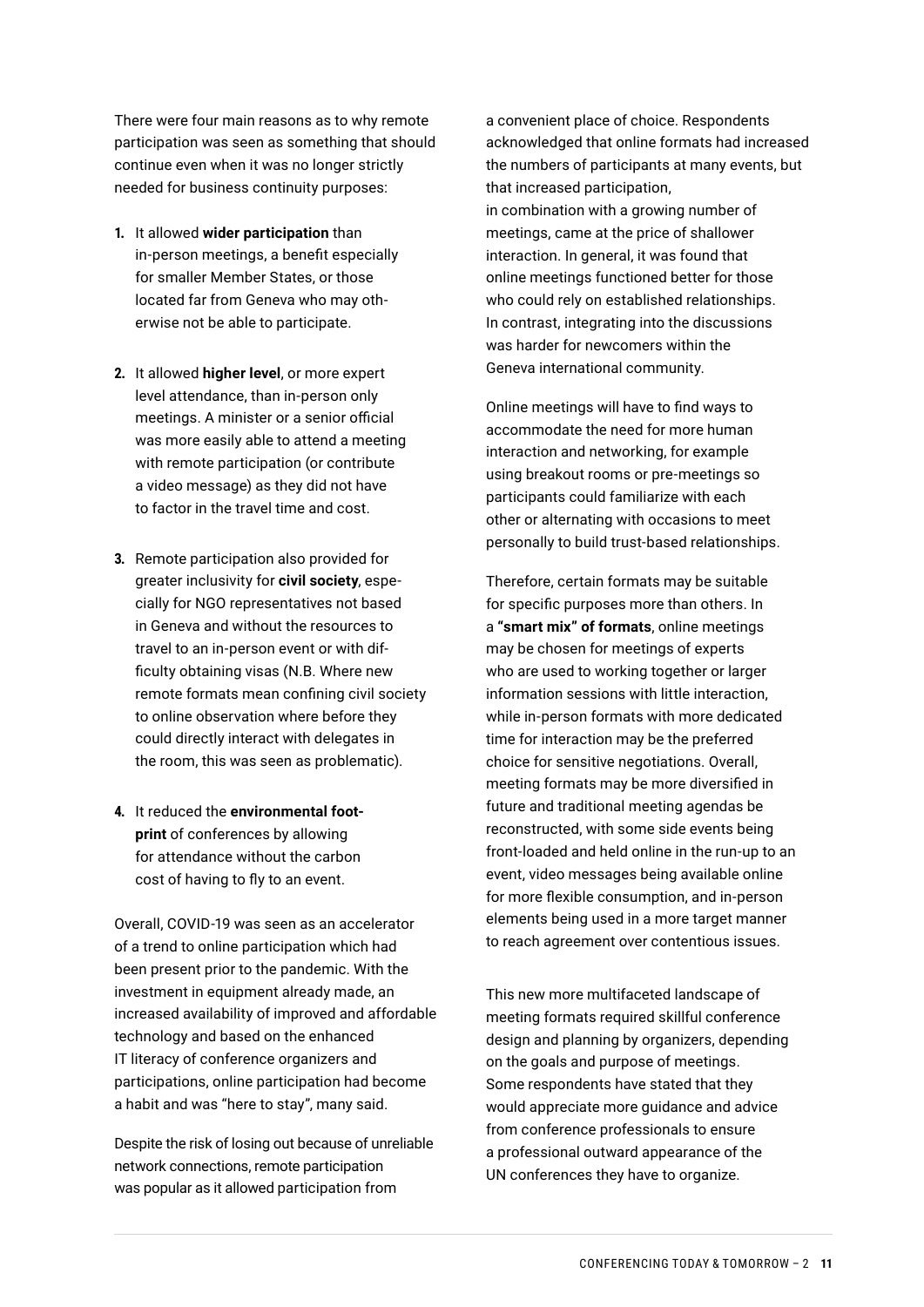There were four main reasons as to why remote participation was seen as something that should continue even when it was no longer strictly needed for business continuity purposes:

1. It allowed **wider participation** than in-person meetings, a benefit especially for smaller Member States, or those located far from Geneva who may otherwise not be able to participate.
2. It allowed **higher level**, or more expert level attendance, than in-person only meetings. A minister or a senior official was more easily able to attend a meeting with remote participation (or contribute a video message) as they did not have to factor in the travel time and cost.
3. Remote participation also provided for greater inclusivity for **civil society**, especially for NGO representatives not based in Geneva and without the resources to travel to an in-person event or with difficulty obtaining visas (N.B. Where new remote formats mean confining civil society to online observation where before they could directly interact with delegates in the room, this was seen as problematic).
4. It reduced the **environmental footprint** of conferences by allowing for attendance without the carbon cost of having to fly to an event.

Overall, COVID-19 was seen as an accelerator of a trend to online participation which had been present prior to the pandemic. With the investment in equipment already made, an increased availability of improved and affordable technology and based on the enhanced IT literacy of conference organizers and participations, online participation had become a habit and was "here to stay", many said.

Despite the risk of losing out because of unreliable network connections, remote participation was popular as it allowed participation from a convenient place of choice. Respondents acknowledged that online formats had increased the numbers of participants at many events, but that increased participation, in combination with a growing number of meetings, came at the price of shallower interaction. In general, it was found that online meetings functioned better for those who could rely on established relationships. In contrast, integrating into the discussions was harder for newcomers within the Geneva international community.

Online meetings will have to find ways to accommodate the need for more human interaction and networking, for example using breakout rooms or pre-meetings so participants could familiarize with each other or alternating with occasions to meet personally to build trust-based relationships.

Therefore, certain formats may be suitable for specific purposes more than others. In a **"smart mix" of formats**, online meetings may be chosen for meetings of experts who are used to working together or larger information sessions with little interaction, while in-person formats with more dedicated time for interaction may be the preferred choice for sensitive negotiations. Overall, meeting formats may be more diversified in future and traditional meeting agendas be reconstructed, with some side events being front-loaded and held online in the run-up to an event, video messages being available online for more flexible consumption, and in-person elements being used in a more target manner to reach agreement over contentious issues.

This new more multifaceted landscape of meeting formats required skillful conference design and planning by organizers, depending on the goals and purpose of meetings. Some respondents have stated that they would appreciate more guidance and advice from conference professionals to ensure a professional outward appearance of the UN conferences they have to organize.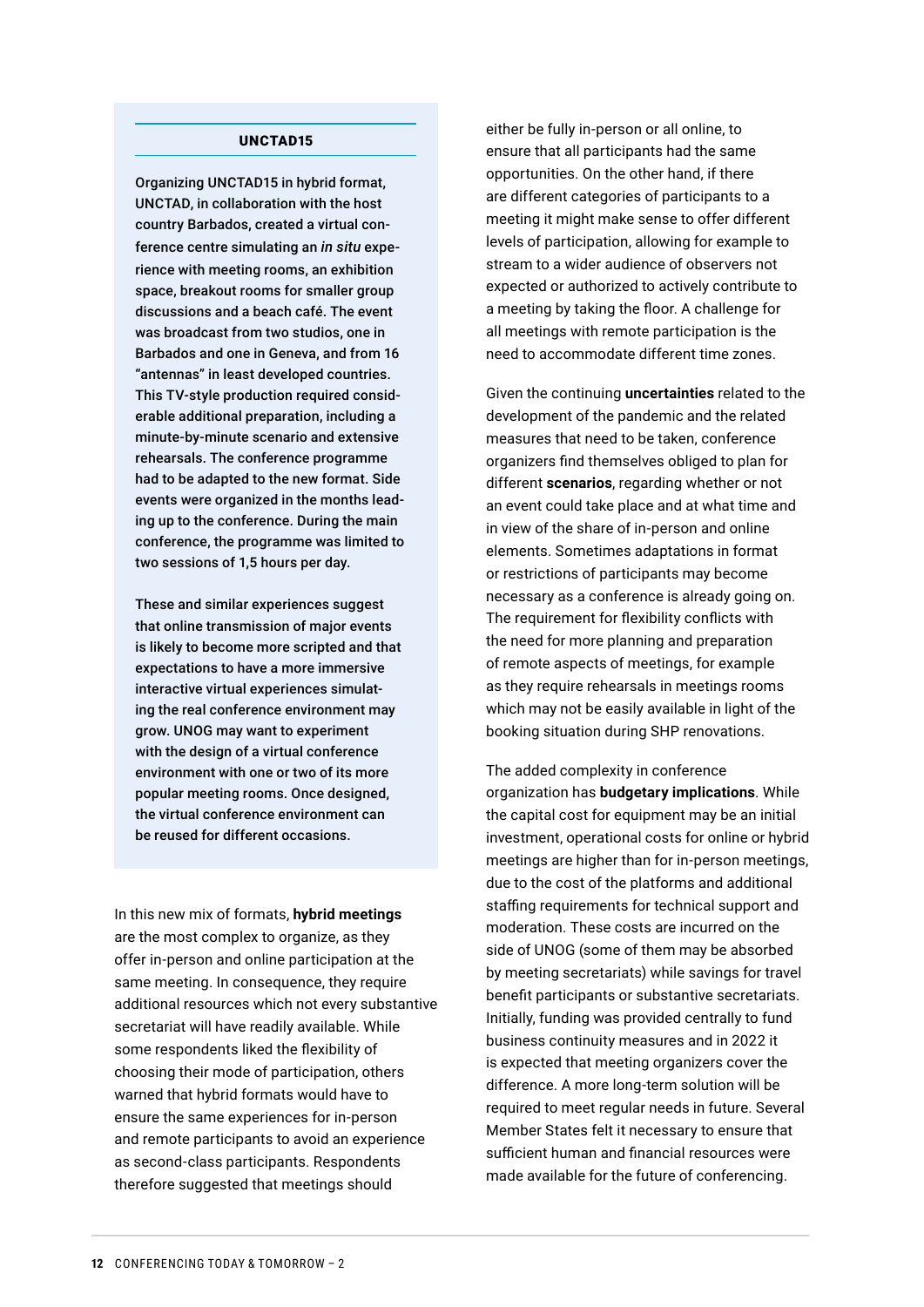### UNCTAD15

**Organizing UNCTAD15 in hybrid format, UNCTAD, in collaboration with the host country Barbados, created a virtual conference centre simulating an *in situ* experience with meeting rooms, an exhibition space, breakout rooms for smaller group discussions and a beach café. The event was broadcast from two studios, one in Barbados and one in Geneva, and from 16 "antennas" in least developed countries. This TV-style production required considerable additional preparation, including a minute-by-minute scenario and extensive rehearsals. The conference programme had to be adapted to the new format. Side events were organized in the months leading up to the conference. During the main conference, the programme was limited to two sessions of 1,5 hours per day.**

**These and similar experiences suggest that online transmission of major events is likely to become more scripted and that expectations to have a more immersive interactive virtual experiences simulating the real conference environment may grow. UNOG may want to experiment with the design of a virtual conference environment with one or two of its more popular meeting rooms. Once designed, the virtual conference environment can be reused for different occasions.**

In this new mix of formats, **hybrid meetings** are the most complex to organize, as they offer in-person and online participation at the same meeting. In consequence, they require additional resources which not every substantive secretariat will have readily available. While some respondents liked the flexibility of choosing their mode of participation, others warned that hybrid formats would have to ensure the same experiences for in-person and remote participants to avoid an experience as second-class participants. Respondents therefore suggested that meetings should either be fully in-person or all online, to ensure that all participants had the same opportunities. On the other hand, if there are different categories of participants to a meeting it might make sense to offer different levels of participation, allowing for example to stream to a wider audience of observers not expected or authorized to actively contribute to a meeting by taking the floor. A challenge for all meetings with remote participation is the need to accommodate different time zones.

Given the continuing **uncertainties** related to the development of the pandemic and the related measures that need to be taken, conference organizers find themselves obliged to plan for different **scenarios**, regarding whether or not an event could take place and at what time and in view of the share of in-person and online elements. Sometimes adaptations in format or restrictions of participants may become necessary as a conference is already going on. The requirement for flexibility conflicts with the need for more planning and preparation of remote aspects of meetings, for example as they require rehearsals in meetings rooms which may not be easily available in light of the booking situation during SHP renovations.

The added complexity in conference organization has **budgetary implications**. While the capital cost for equipment may be an initial investment, operational costs for online or hybrid meetings are higher than for in-person meetings, due to the cost of the platforms and additional staffing requirements for technical support and moderation. These costs are incurred on the side of UNOG (some of them may be absorbed by meeting secretariats) while savings for travel benefit participants or substantive secretariats. Initially, funding was provided centrally to fund business continuity measures and in 2022 it is expected that meeting organizers cover the difference. A more long-term solution will be required to meet regular needs in future. Several Member States felt it necessary to ensure that sufficient human and financial resources were made available for the future of conferencing.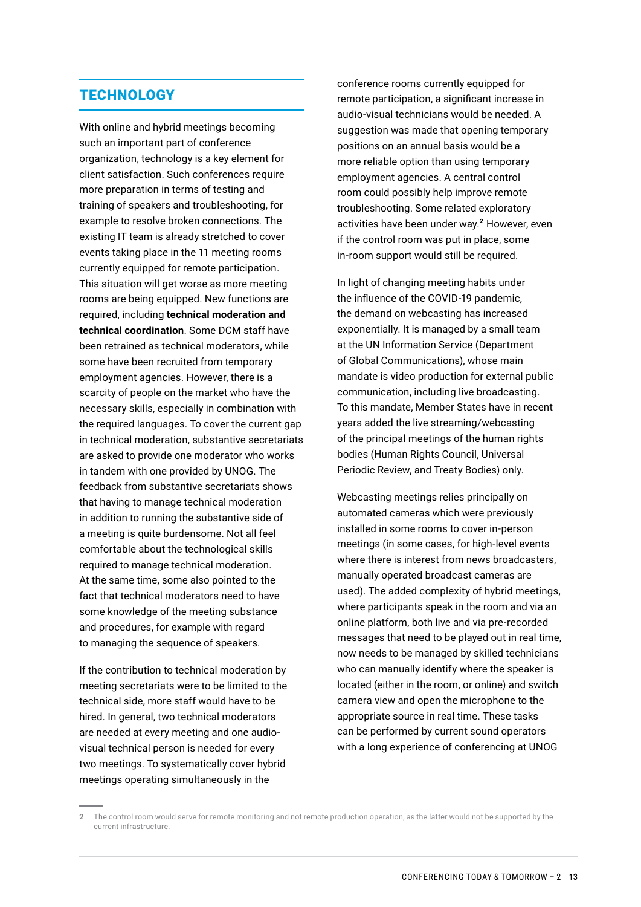## TECHNOLOGY

With online and hybrid meetings becoming such an important part of conference organization, technology is a key element for client satisfaction. Such conferences require more preparation in terms of testing and training of speakers and troubleshooting, for example to resolve broken connections. The existing IT team is already stretched to cover events taking place in the 11 meeting rooms currently equipped for remote participation. This situation will get worse as more meeting rooms are being equipped. New functions are required, including **technical moderation and technical coordination**. Some DCM staff have been retrained as technical moderators, while some have been recruited from temporary employment agencies. However, there is a scarcity of people on the market who have the necessary skills, especially in combination with the required languages. To cover the current gap in technical moderation, substantive secretariats are asked to provide one moderator who works in tandem with one provided by UNOG. The feedback from substantive secretariats shows that having to manage technical moderation in addition to running the substantive side of a meeting is quite burdensome. Not all feel comfortable about the technological skills required to manage technical moderation. At the same time, some also pointed to the fact that technical moderators need to have some knowledge of the meeting substance and procedures, for example with regard to managing the sequence of speakers.

If the contribution to technical moderation by meeting secretariats were to be limited to the technical side, more staff would have to be hired. In general, two technical moderators are needed at every meeting and one audio-visual technical person is needed for every two meetings. To systematically cover hybrid meetings operating simultaneously in the conference rooms currently equipped for remote participation, a significant increase in audio-visual technicians would be needed. A suggestion was made that opening temporary positions on an annual basis would be a more reliable option than using temporary employment agencies. A central control room could possibly help improve remote troubleshooting. Some related exploratory activities have been under way.[2] However, even if the control room was put in place, some in-room support would still be required.

In light of changing meeting habits under the influence of the COVID-19 pandemic, the demand on webcasting has increased exponentially. It is managed by a small team at the UN Information Service (Department of Global Communications), whose main mandate is video production for external public communication, including live broadcasting. To this mandate, Member States have in recent years added the live streaming/webcasting of the principal meetings of the human rights bodies (Human Rights Council, Universal Periodic Review, and Treaty Bodies) only.

Webcasting meetings relies principally on automated cameras which were previously installed in some rooms to cover in-person meetings (in some cases, for high-level events where there is interest from news broadcasters, manually operated broadcast cameras are used). The added complexity of hybrid meetings, where participants speak in the room and via an online platform, both live and via pre-recorded messages that need to be played out in real time, now needs to be managed by skilled technicians who can manually identify where the speaker is located (either in the room, or online) and switch camera view and open the microphone to the appropriate source in real time. These tasks can be performed by current sound operators with a long experience of conferencing at UNOG

---

2 The control room would serve for remote monitoring and not remote production operation, as the latter would not be supported by the current infrastructure.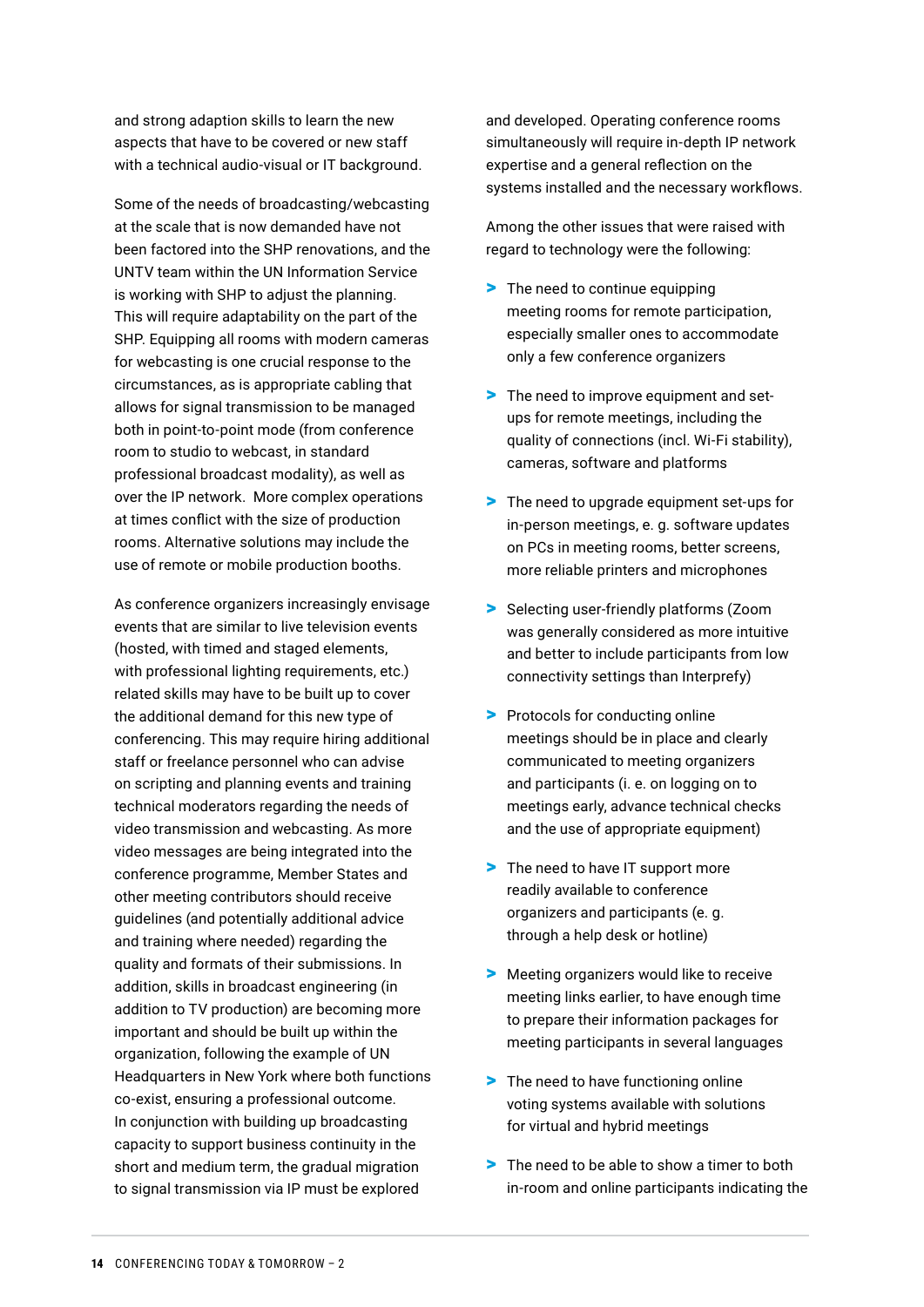and strong adaption skills to learn the new aspects that have to be covered or new staff with a technical audio-visual or IT background.

Some of the needs of broadcasting/webcasting at the scale that is now demanded have not been factored into the SHP renovations, and the UNTV team within the UN Information Service is working with SHP to adjust the planning. This will require adaptability on the part of the SHP. Equipping all rooms with modern cameras for webcasting is one crucial response to the circumstances, as is appropriate cabling that allows for signal transmission to be managed both in point-to-point mode (from conference room to studio to webcast, in standard professional broadcast modality), as well as over the IP network. More complex operations at times conflict with the size of production rooms. Alternative solutions may include the use of remote or mobile production booths.

As conference organizers increasingly envisage events that are similar to live television events (hosted, with timed and staged elements, with professional lighting requirements, etc.) related skills may have to be built up to cover the additional demand for this new type of conferencing. This may require hiring additional staff or freelance personnel who can advise on scripting and planning events and training technical moderators regarding the needs of video transmission and webcasting. As more video messages are being integrated into the conference programme, Member States and other meeting contributors should receive guidelines (and potentially additional advice and training where needed) regarding the quality and formats of their submissions. In addition, skills in broadcast engineering (in addition to TV production) are becoming more important and should be built up within the organization, following the example of UN Headquarters in New York where both functions co-exist, ensuring a professional outcome. In conjunction with building up broadcasting capacity to support business continuity in the short and medium term, the gradual migration to signal transmission via IP must be explored and developed. Operating conference rooms simultaneously will require in-depth IP network expertise and a general reflection on the systems installed and the necessary workflows.

Among the other issues that were raised with regard to technology were the following:

- The need to continue equipping meeting rooms for remote participation, especially smaller ones to accommodate only a few conference organizers
- The need to improve equipment and set-ups for remote meetings, including the quality of connections (incl. Wi-Fi stability), cameras, software and platforms
- The need to upgrade equipment set-ups for in-person meetings, e. g. software updates on PCs in meeting rooms, better screens, more reliable printers and microphones
- Selecting user-friendly platforms (Zoom was generally considered as more intuitive and better to include participants from low connectivity settings than Interprefy)
- Protocols for conducting online meetings should be in place and clearly communicated to meeting organizers and participants (i. e. on logging on to meetings early, advance technical checks and the use of appropriate equipment)
- The need to have IT support more readily available to conference organizers and participants (e. g. through a help desk or hotline)
- Meeting organizers would like to receive meeting links earlier, to have enough time to prepare their information packages for meeting participants in several languages
- The need to have functioning online voting systems available with solutions for virtual and hybrid meetings
- The need to be able to show a timer to both in-room and online participants indicating the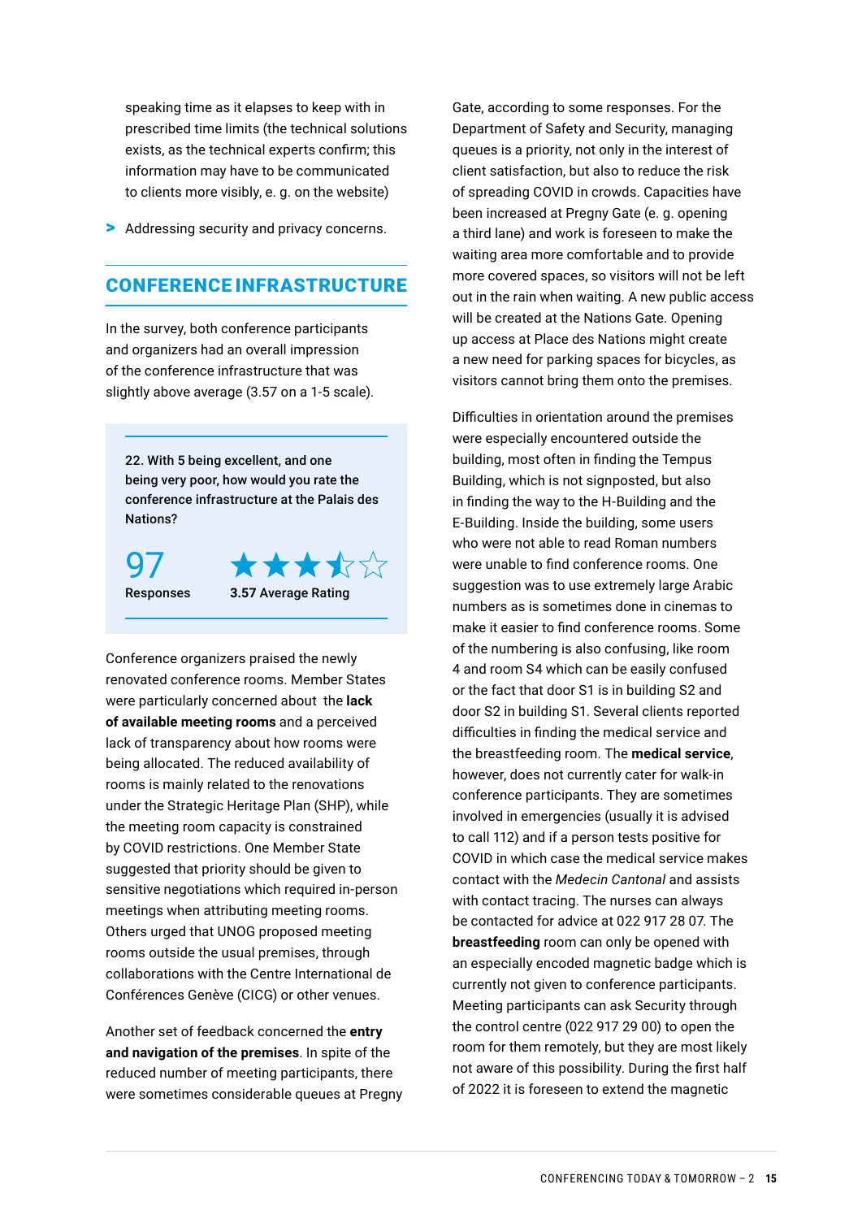speaking time as it elapses to keep with in prescribed time limits (the technical solutions exists, as the technical experts confirm; this information may have to be communicated to clients more visibly, e. g. on the website)

- Addressing security and privacy concerns.

## CONFERENCE INFRASTRUCTURE

In the survey, both conference participants and organizers had an overall impression of the conference infrastructure that was slightly above average (3.57 on a 1-5 scale).

> **22. With 5 being excellent, and one being very poor, how would you rate the conference infrastructure at the Palais des Nations?**
>
> 97
> **Responses**
>
> ★★★½☆
> **3.57 Average Rating**

Conference organizers praised the newly renovated conference rooms. Member States were particularly concerned about the **lack of available meeting rooms** and a perceived lack of transparency about how rooms were being allocated. The reduced availability of rooms is mainly related to the renovations under the Strategic Heritage Plan (SHP), while the meeting room capacity is constrained by COVID restrictions. One Member State suggested that priority should be given to sensitive negotiations which required in-person meetings when attributing meeting rooms. Others urged that UNOG proposed meeting rooms outside the usual premises, through collaborations with the Centre International de Conférences Genève (CICG) or other venues.

Another set of feedback concerned the **entry and navigation of the premises**. In spite of the reduced number of meeting participants, there were sometimes considerable queues at Pregny Gate, according to some responses. For the Department of Safety and Security, managing queues is a priority, not only in the interest of client satisfaction, but also to reduce the risk of spreading COVID in crowds. Capacities have been increased at Pregny Gate (e. g. opening a third lane) and work is foreseen to make the waiting area more comfortable and to provide more covered spaces, so visitors will not be left out in the rain when waiting. A new public access will be created at the Nations Gate. Opening up access at Place des Nations might create a new need for parking spaces for bicycles, as visitors cannot bring them onto the premises.

Difficulties in orientation around the premises were especially encountered outside the building, most often in finding the Tempus Building, which is not signposted, but also in finding the way to the H-Building and the E-Building. Inside the building, some users who were not able to read Roman numbers were unable to find conference rooms. One suggestion was to use extremely large Arabic numbers as is sometimes done in cinemas to make it easier to find conference rooms. Some of the numbering is also confusing, like room 4 and room S4 which can be easily confused or the fact that door S1 is in building S2 and door S2 in building S1. Several clients reported difficulties in finding the medical service and the breastfeeding room. The **medical service**, however, does not currently cater for walk-in conference participants. They are sometimes involved in emergencies (usually it is advised to call 112) and if a person tests positive for COVID in which case the medical service makes contact with the *Medecin Cantonal* and assists with contact tracing. The nurses can always be contacted for advice at 022 917 28 07. The **breastfeeding** room can only be opened with an especially encoded magnetic badge which is currently not given to conference participants. Meeting participants can ask Security through the control centre (022 917 29 00) to open the room for them remotely, but they are most likely not aware of this possibility. During the first half of 2022 it is foreseen to extend the magnetic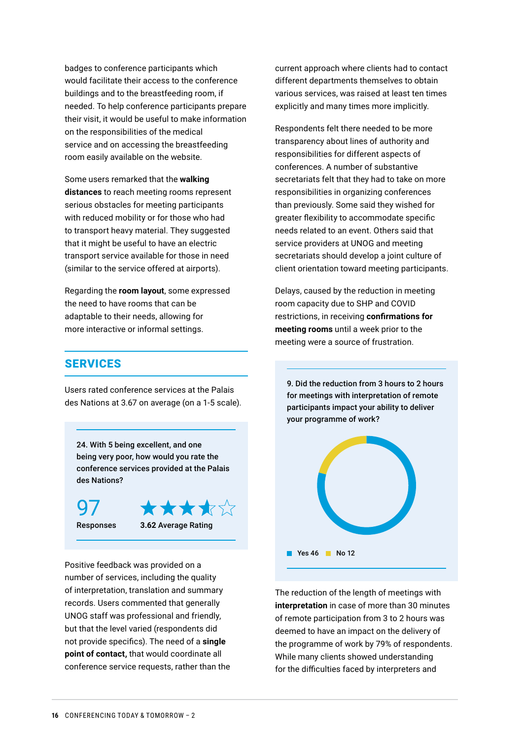badges to conference participants which would facilitate their access to the conference buildings and to the breastfeeding room, if needed. To help conference participants prepare their visit, it would be useful to make information on the responsibilities of the medical service and on accessing the breastfeeding room easily available on the website.

Some users remarked that the **walking distances** to reach meeting rooms represent serious obstacles for meeting participants with reduced mobility or for those who had to transport heavy material. They suggested that it might be useful to have an electric transport service available for those in need (similar to the service offered at airports).

Regarding the **room layout**, some expressed the need to have rooms that can be adaptable to their needs, allowing for more interactive or informal settings.

## SERVICES

Users rated conference services at the Palais des Nations at 3.67 on average (on a 1-5 scale).

**24. With 5 being excellent, and one being very poor, how would you rate the conference services provided at the Palais des Nations?**

97 Responses — 3.62 Average Rating

Positive feedback was provided on a number of services, including the quality of interpretation, translation and summary records. Users commented that generally UNOG staff was professional and friendly, but that the level varied (respondents did not provide specifics). The need of a **single point of contact,** that would coordinate all conference service requests, rather than the current approach where clients had to contact different departments themselves to obtain various services, was raised at least ten times explicitly and many times more implicitly.

Respondents felt there needed to be more transparency about lines of authority and responsibilities for different aspects of conferences. A number of substantive secretariats felt that they had to take on more responsibilities in organizing conferences than previously. Some said they wished for greater flexibility to accommodate specific needs related to an event. Others said that service providers at UNOG and meeting secretariats should develop a joint culture of client orientation toward meeting participants.

Delays, caused by the reduction in meeting room capacity due to SHP and COVID restrictions, in receiving **confirmations for meeting rooms** until a week prior to the meeting were a source of frustration.

**9. Did the reduction from 3 hours to 2 hours for meetings with interpretation of remote participants impact your ability to deliver your programme of work?**

Yes 46 — No 12

The reduction of the length of meetings with **interpretation** in case of more than 30 minutes of remote participation from 3 to 2 hours was deemed to have an impact on the delivery of the programme of work by 79% of respondents. While many clients showed understanding for the difficulties faced by interpreters and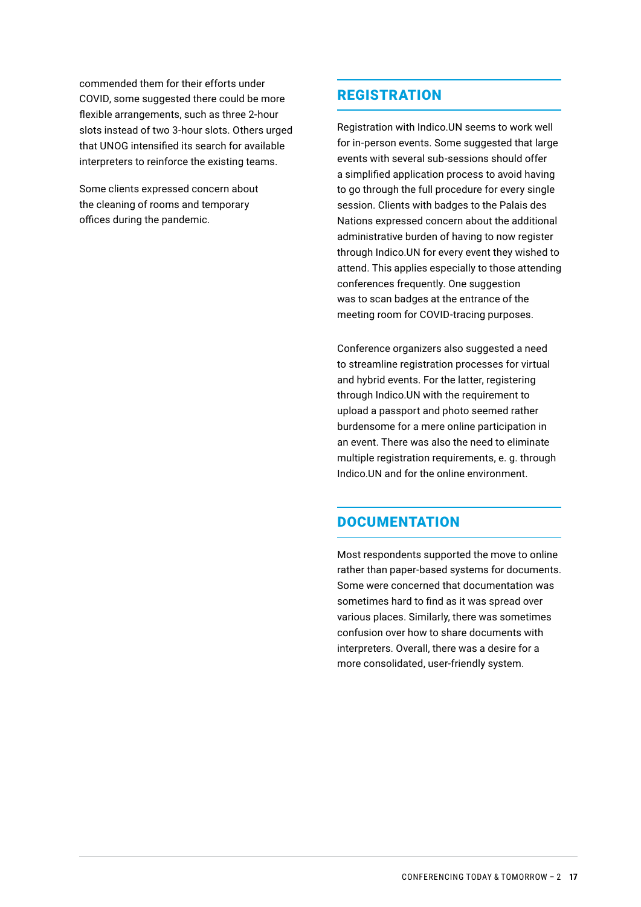commended them for their efforts under COVID, some suggested there could be more flexible arrangements, such as three 2-hour slots instead of two 3-hour slots. Others urged that UNOG intensified its search for available interpreters to reinforce the existing teams.

Some clients expressed concern about the cleaning of rooms and temporary offices during the pandemic.

## REGISTRATION

Registration with Indico.UN seems to work well for in-person events. Some suggested that large events with several sub-sessions should offer a simplified application process to avoid having to go through the full procedure for every single session. Clients with badges to the Palais des Nations expressed concern about the additional administrative burden of having to now register through Indico.UN for every event they wished to attend. This applies especially to those attending conferences frequently. One suggestion was to scan badges at the entrance of the meeting room for COVID-tracing purposes.

Conference organizers also suggested a need to streamline registration processes for virtual and hybrid events. For the latter, registering through Indico.UN with the requirement to upload a passport and photo seemed rather burdensome for a mere online participation in an event. There was also the need to eliminate multiple registration requirements, e. g. through Indico.UN and for the online environment.

## DOCUMENTATION

Most respondents supported the move to online rather than paper-based systems for documents. Some were concerned that documentation was sometimes hard to find as it was spread over various places. Similarly, there was sometimes confusion over how to share documents with interpreters. Overall, there was a desire for a more consolidated, user-friendly system.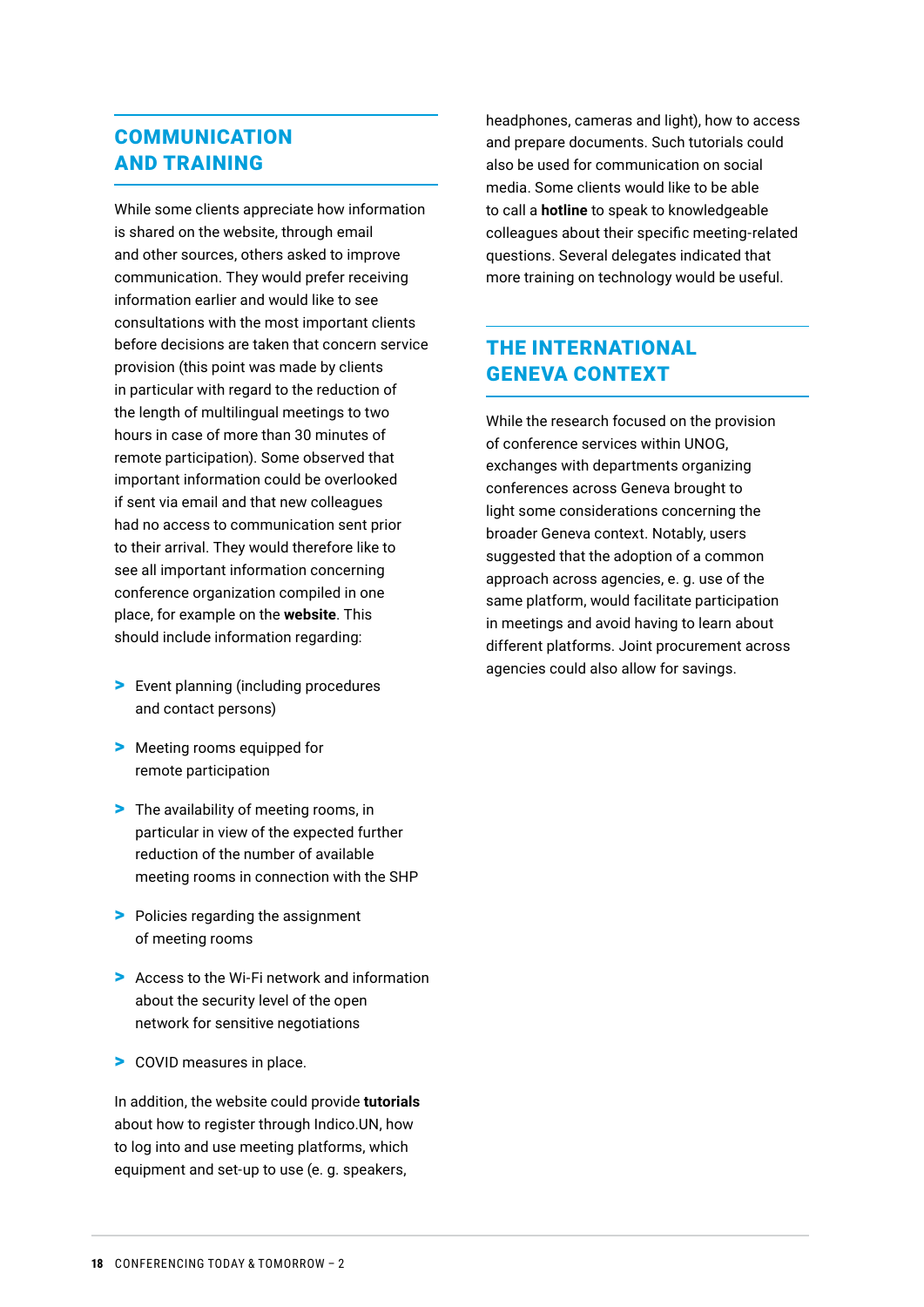## COMMUNICATION AND TRAINING

While some clients appreciate how information is shared on the website, through email and other sources, others asked to improve communication. They would prefer receiving information earlier and would like to see consultations with the most important clients before decisions are taken that concern service provision (this point was made by clients in particular with regard to the reduction of the length of multilingual meetings to two hours in case of more than 30 minutes of remote participation). Some observed that important information could be overlooked if sent via email and that new colleagues had no access to communication sent prior to their arrival. They would therefore like to see all important information concerning conference organization compiled in one place, for example on the **website**. This should include information regarding:

- Event planning (including procedures and contact persons)
- Meeting rooms equipped for remote participation
- The availability of meeting rooms, in particular in view of the expected further reduction of the number of available meeting rooms in connection with the SHP
- Policies regarding the assignment of meeting rooms
- Access to the Wi-Fi network and information about the security level of the open network for sensitive negotiations
- COVID measures in place.

In addition, the website could provide **tutorials** about how to register through Indico.UN, how to log into and use meeting platforms, which equipment and set-up to use (e. g. speakers, headphones, cameras and light), how to access and prepare documents. Such tutorials could also be used for communication on social media. Some clients would like to be able to call a **hotline** to speak to knowledgeable colleagues about their specific meeting-related questions. Several delegates indicated that more training on technology would be useful.

## THE INTERNATIONAL GENEVA CONTEXT

While the research focused on the provision of conference services within UNOG, exchanges with departments organizing conferences across Geneva brought to light some considerations concerning the broader Geneva context. Notably, users suggested that the adoption of a common approach across agencies, e. g. use of the same platform, would facilitate participation in meetings and avoid having to learn about different platforms. Joint procurement across agencies could also allow for savings.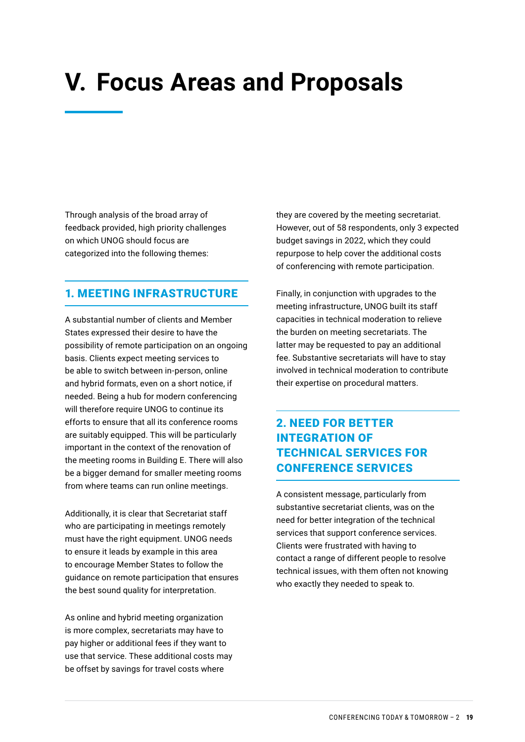# V. Focus Areas and Proposals

Through analysis of the broad array of feedback provided, high priority challenges on which UNOG should focus are categorized into the following themes:

## 1. MEETING INFRASTRUCTURE

A substantial number of clients and Member States expressed their desire to have the possibility of remote participation on an ongoing basis. Clients expect meeting services to be able to switch between in-person, online and hybrid formats, even on a short notice, if needed. Being a hub for modern conferencing will therefore require UNOG to continue its efforts to ensure that all its conference rooms are suitably equipped. This will be particularly important in the context of the renovation of the meeting rooms in Building E. There will also be a bigger demand for smaller meeting rooms from where teams can run online meetings.

Additionally, it is clear that Secretariat staff who are participating in meetings remotely must have the right equipment. UNOG needs to ensure it leads by example in this area to encourage Member States to follow the guidance on remote participation that ensures the best sound quality for interpretation.

As online and hybrid meeting organization is more complex, secretariats may have to pay higher or additional fees if they want to use that service. These additional costs may be offset by savings for travel costs where they are covered by the meeting secretariat. However, out of 58 respondents, only 3 expected budget savings in 2022, which they could repurpose to help cover the additional costs of conferencing with remote participation.

Finally, in conjunction with upgrades to the meeting infrastructure, UNOG built its staff capacities in technical moderation to relieve the burden on meeting secretariats. The latter may be requested to pay an additional fee. Substantive secretariats will have to stay involved in technical moderation to contribute their expertise on procedural matters.

## 2. NEED FOR BETTER INTEGRATION OF TECHNICAL SERVICES FOR CONFERENCE SERVICES

A consistent message, particularly from substantive secretariat clients, was on the need for better integration of the technical services that support conference services. Clients were frustrated with having to contact a range of different people to resolve technical issues, with them often not knowing who exactly they needed to speak to.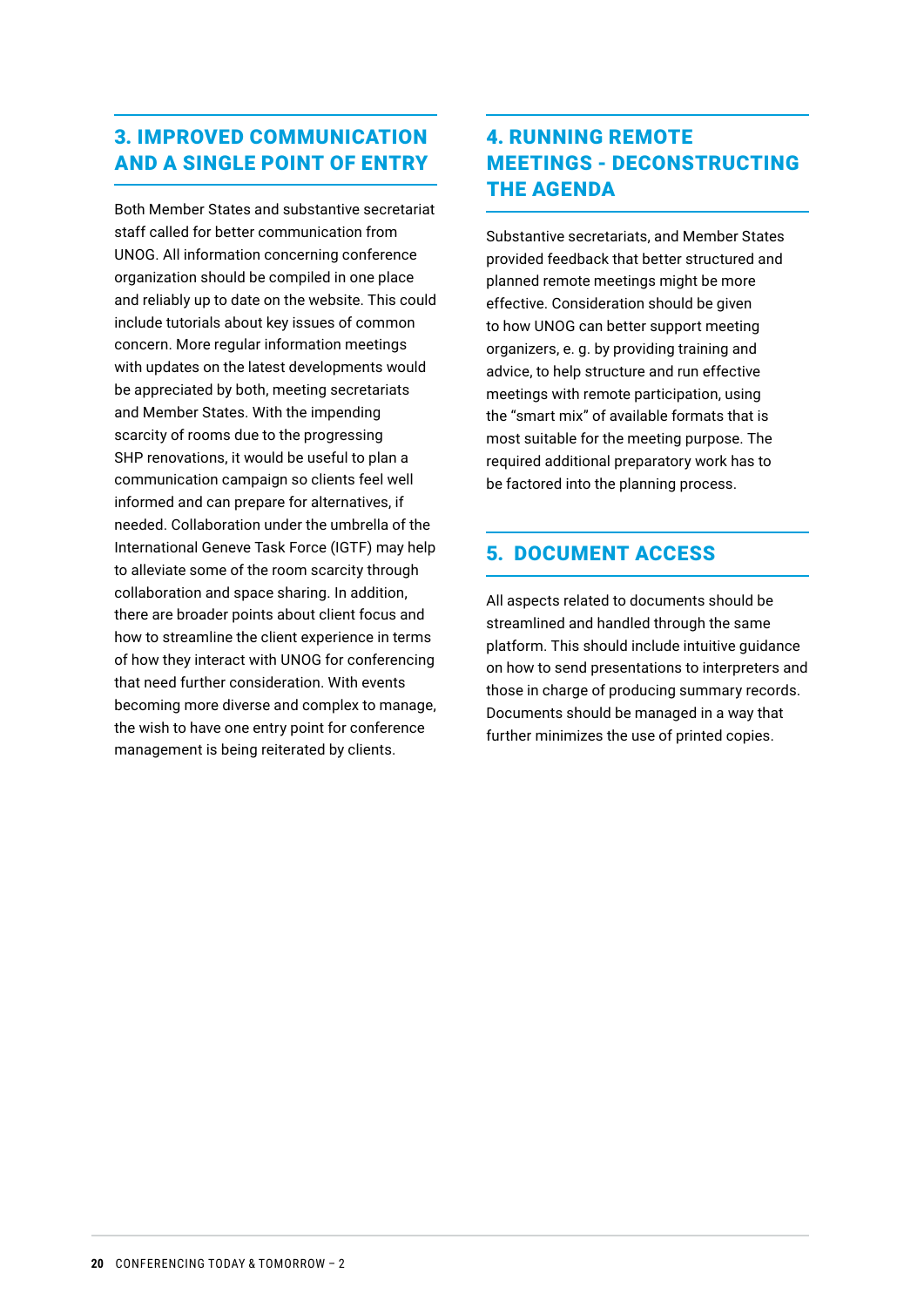## 3. IMPROVED COMMUNICATION AND A SINGLE POINT OF ENTRY

Both Member States and substantive secretariat staff called for better communication from UNOG. All information concerning conference organization should be compiled in one place and reliably up to date on the website. This could include tutorials about key issues of common concern. More regular information meetings with updates on the latest developments would be appreciated by both, meeting secretariats and Member States. With the impending scarcity of rooms due to the progressing SHP renovations, it would be useful to plan a communication campaign so clients feel well informed and can prepare for alternatives, if needed. Collaboration under the umbrella of the International Geneve Task Force (IGTF) may help to alleviate some of the room scarcity through collaboration and space sharing. In addition, there are broader points about client focus and how to streamline the client experience in terms of how they interact with UNOG for conferencing that need further consideration. With events becoming more diverse and complex to manage, the wish to have one entry point for conference management is being reiterated by clients.

## 4. RUNNING REMOTE MEETINGS - DECONSTRUCTING THE AGENDA

Substantive secretariats, and Member States provided feedback that better structured and planned remote meetings might be more effective. Consideration should be given to how UNOG can better support meeting organizers, e. g. by providing training and advice, to help structure and run effective meetings with remote participation, using the "smart mix" of available formats that is most suitable for the meeting purpose. The required additional preparatory work has to be factored into the planning process.

## 5. DOCUMENT ACCESS

All aspects related to documents should be streamlined and handled through the same platform. This should include intuitive guidance on how to send presentations to interpreters and those in charge of producing summary records. Documents should be managed in a way that further minimizes the use of printed copies.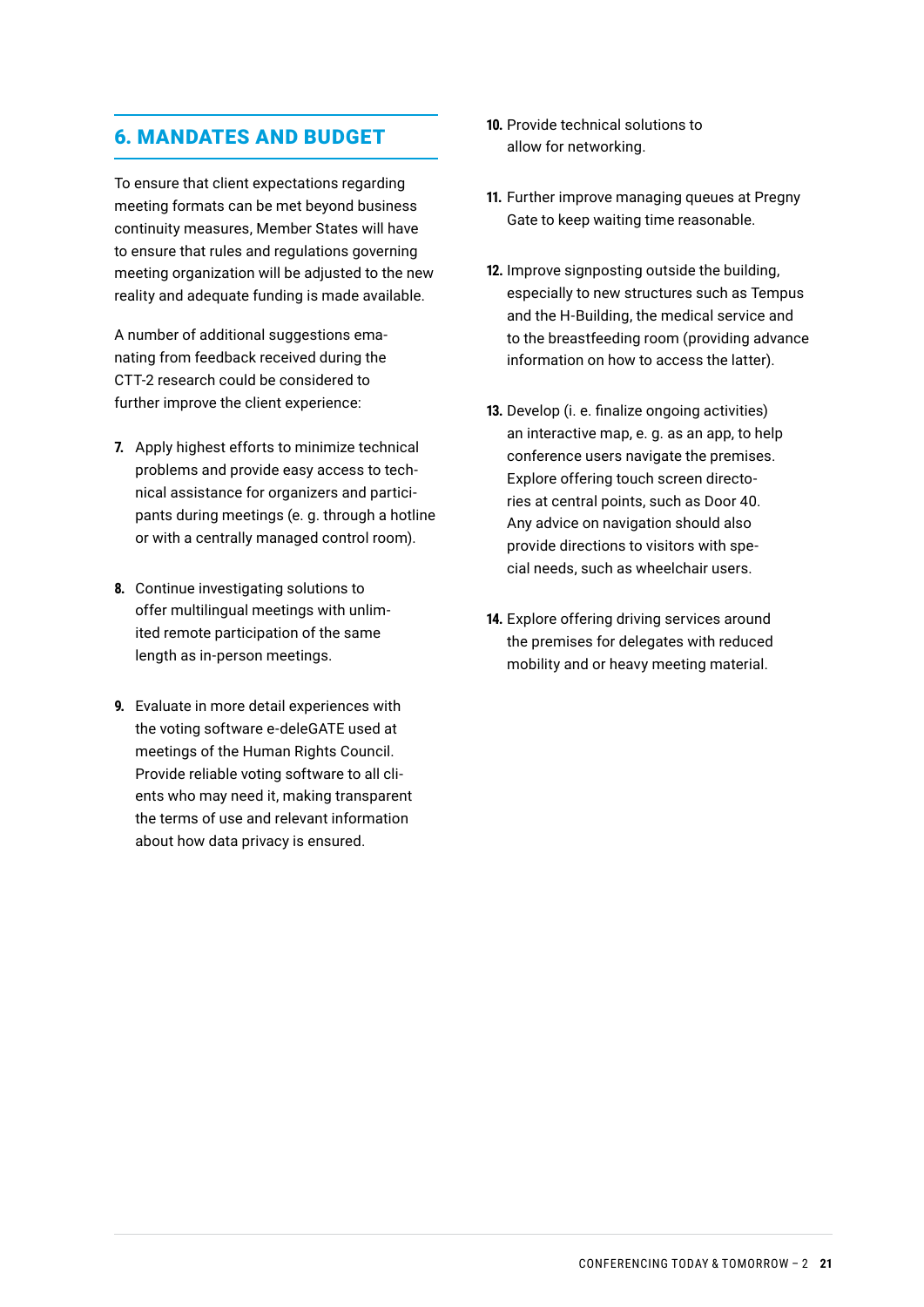## 6. MANDATES AND BUDGET

To ensure that client expectations regarding meeting formats can be met beyond business continuity measures, Member States will have to ensure that rules and regulations governing meeting organization will be adjusted to the new reality and adequate funding is made available.

A number of additional suggestions emanating from feedback received during the CTT-2 research could be considered to further improve the client experience:

7. Apply highest efforts to minimize technical problems and provide easy access to technical assistance for organizers and participants during meetings (e. g. through a hotline or with a centrally managed control room).

8. Continue investigating solutions to offer multilingual meetings with unlimited remote participation of the same length as in-person meetings.

9. Evaluate in more detail experiences with the voting software e-deleGATE used at meetings of the Human Rights Council. Provide reliable voting software to all clients who may need it, making transparent the terms of use and relevant information about how data privacy is ensured.

10. Provide technical solutions to allow for networking.

11. Further improve managing queues at Pregny Gate to keep waiting time reasonable.

12. Improve signposting outside the building, especially to new structures such as Tempus and the H-Building, the medical service and to the breastfeeding room (providing advance information on how to access the latter).

13. Develop (i. e. finalize ongoing activities) an interactive map, e. g. as an app, to help conference users navigate the premises. Explore offering touch screen directories at central points, such as Door 40. Any advice on navigation should also provide directions to visitors with special needs, such as wheelchair users.

14. Explore offering driving services around the premises for delegates with reduced mobility and or heavy meeting material.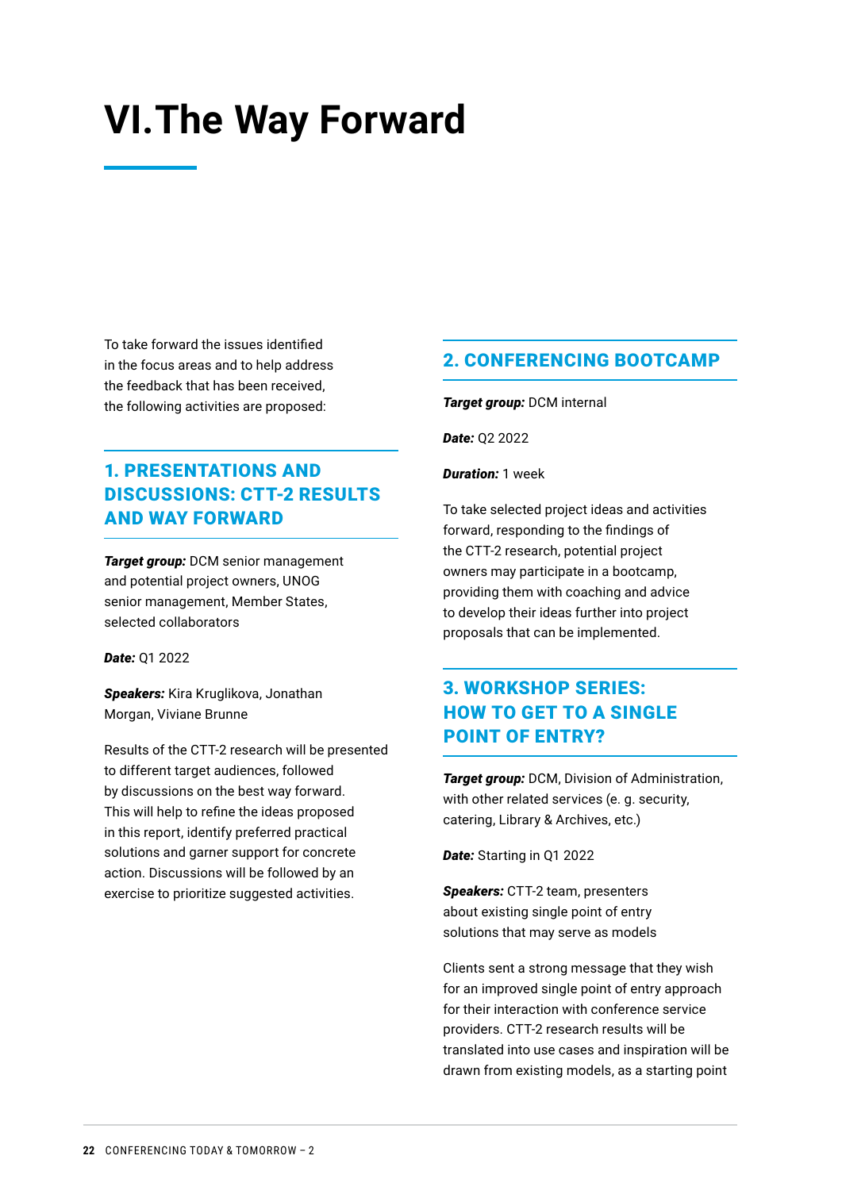# VI. The Way Forward

To take forward the issues identified in the focus areas and to help address the feedback that has been received, the following activities are proposed:

## 1. PRESENTATIONS AND DISCUSSIONS: CTT-2 RESULTS AND WAY FORWARD

***Target group:*** DCM senior management and potential project owners, UNOG senior management, Member States, selected collaborators

***Date:*** Q1 2022

***Speakers:*** Kira Kruglikova, Jonathan Morgan, Viviane Brunne

Results of the CTT-2 research will be presented to different target audiences, followed by discussions on the best way forward. This will help to refine the ideas proposed in this report, identify preferred practical solutions and garner support for concrete action. Discussions will be followed by an exercise to prioritize suggested activities.

## 2. CONFERENCING BOOTCAMP

***Target group:*** DCM internal

***Date:*** Q2 2022

***Duration:*** 1 week

To take selected project ideas and activities forward, responding to the findings of the CTT-2 research, potential project owners may participate in a bootcamp, providing them with coaching and advice to develop their ideas further into project proposals that can be implemented.

## 3. WORKSHOP SERIES: HOW TO GET TO A SINGLE POINT OF ENTRY?

***Target group:*** DCM, Division of Administration, with other related services (e. g. security, catering, Library & Archives, etc.)

***Date:*** Starting in Q1 2022

***Speakers:*** CTT-2 team, presenters about existing single point of entry solutions that may serve as models

Clients sent a strong message that they wish for an improved single point of entry approach for their interaction with conference service providers. CTT-2 research results will be translated into use cases and inspiration will be drawn from existing models, as a starting point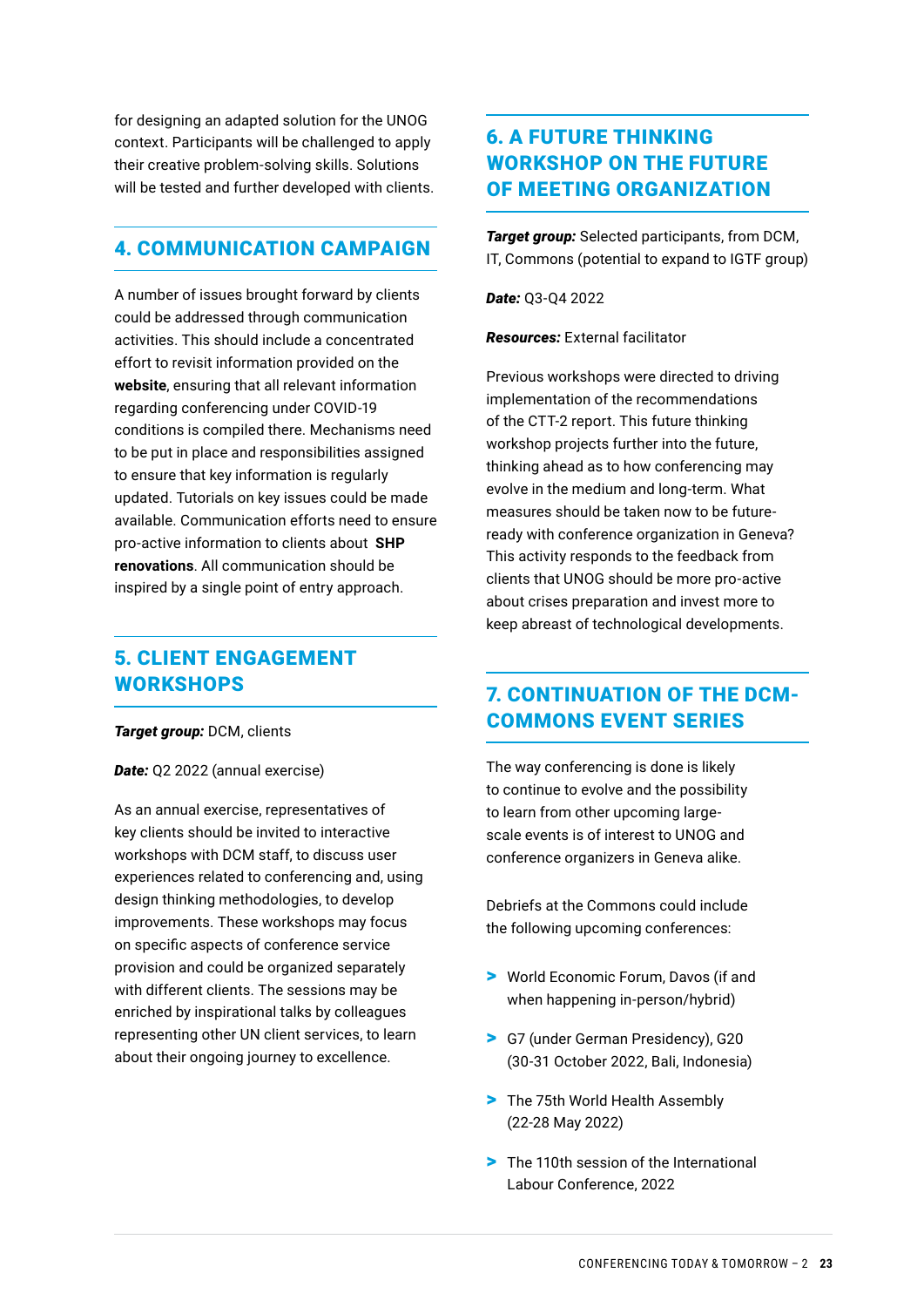for designing an adapted solution for the UNOG context. Participants will be challenged to apply their creative problem-solving skills. Solutions will be tested and further developed with clients.

## 4. COMMUNICATION CAMPAIGN

A number of issues brought forward by clients could be addressed through communication activities. This should include a concentrated effort to revisit information provided on the **website**, ensuring that all relevant information regarding conferencing under COVID-19 conditions is compiled there. Mechanisms need to be put in place and responsibilities assigned to ensure that key information is regularly updated. Tutorials on key issues could be made available. Communication efforts need to ensure pro-active information to clients about **SHP renovations**. All communication should be inspired by a single point of entry approach.

## 5. CLIENT ENGAGEMENT WORKSHOPS

***Target group:*** DCM, clients

***Date:*** Q2 2022 (annual exercise)

As an annual exercise, representatives of key clients should be invited to interactive workshops with DCM staff, to discuss user experiences related to conferencing and, using design thinking methodologies, to develop improvements. These workshops may focus on specific aspects of conference service provision and could be organized separately with different clients. The sessions may be enriched by inspirational talks by colleagues representing other UN client services, to learn about their ongoing journey to excellence.

## 6. A FUTURE THINKING WORKSHOP ON THE FUTURE OF MEETING ORGANIZATION

***Target group:*** Selected participants, from DCM, IT, Commons (potential to expand to IGTF group)

***Date:*** Q3-Q4 2022

***Resources:*** External facilitator

Previous workshops were directed to driving implementation of the recommendations of the CTT-2 report. This future thinking workshop projects further into the future, thinking ahead as to how conferencing may evolve in the medium and long-term. What measures should be taken now to be future-ready with conference organization in Geneva? This activity responds to the feedback from clients that UNOG should be more pro-active about crises preparation and invest more to keep abreast of technological developments.

## 7. CONTINUATION OF THE DCM-COMMONS EVENT SERIES

The way conferencing is done is likely to continue to evolve and the possibility to learn from other upcoming large-scale events is of interest to UNOG and conference organizers in Geneva alike.

Debriefs at the Commons could include the following upcoming conferences:

- World Economic Forum, Davos (if and when happening in-person/hybrid)
- G7 (under German Presidency), G20 (30-31 October 2022, Bali, Indonesia)
- The 75th World Health Assembly (22-28 May 2022)
- The 110th session of the International Labour Conference, 2022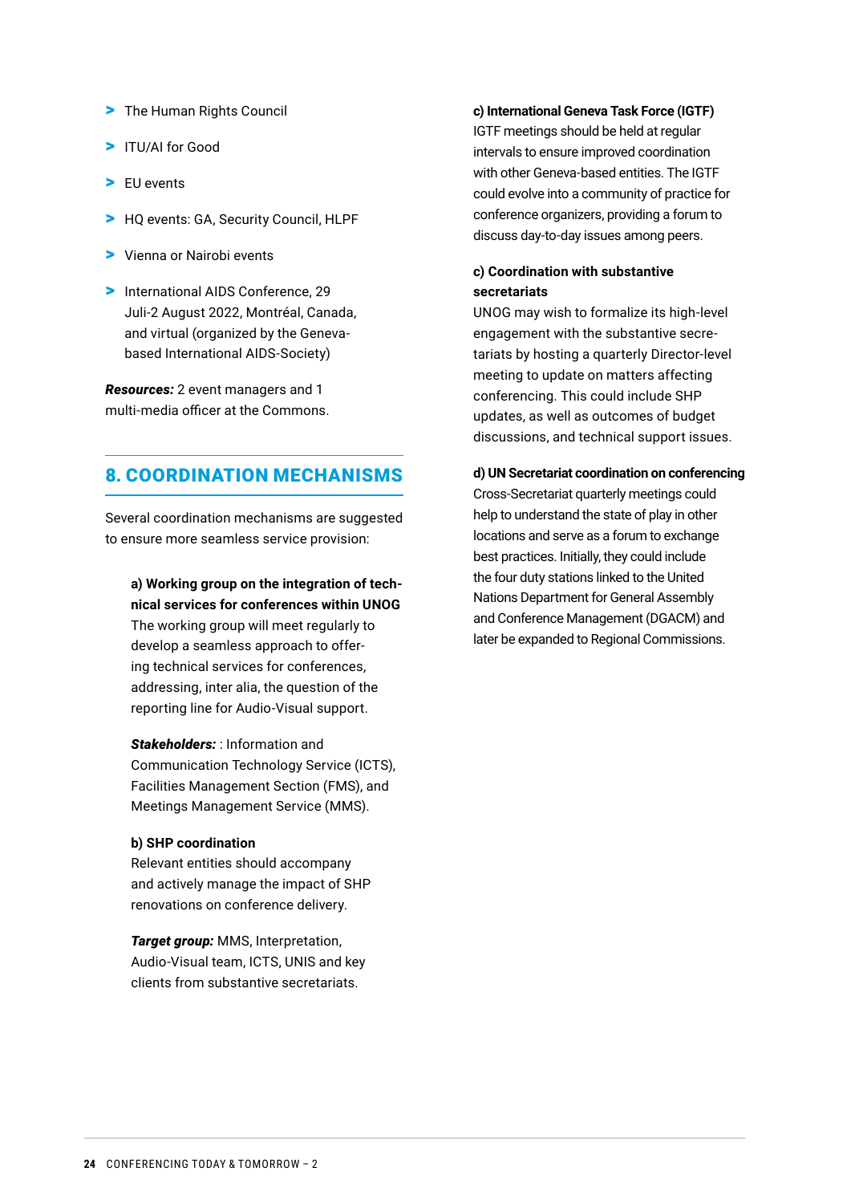- The Human Rights Council
- ITU/AI for Good
- EU events
- HQ events: GA, Security Council, HLPF
- Vienna or Nairobi events
- International AIDS Conference, 29 Juli-2 August 2022, Montréal, Canada, and virtual (organized by the Geneva-based International AIDS-Society)

***Resources:*** 2 event managers and 1 multi-media officer at the Commons.

## 8. COORDINATION MECHANISMS

Several coordination mechanisms are suggested to ensure more seamless service provision:

**a) Working group on the integration of technical services for conferences within UNOG**
The working group will meet regularly to develop a seamless approach to offering technical services for conferences, addressing, inter alia, the question of the reporting line for Audio-Visual support.

***Stakeholders:*** : Information and Communication Technology Service (ICTS), Facilities Management Section (FMS), and Meetings Management Service (MMS).

**b) SHP coordination**
Relevant entities should accompany and actively manage the impact of SHP renovations on conference delivery.

***Target group:*** MMS, Interpretation, Audio-Visual team, ICTS, UNIS and key clients from substantive secretariats.

**c) International Geneva Task Force (IGTF)**
IGTF meetings should be held at regular intervals to ensure improved coordination with other Geneva-based entities. The IGTF could evolve into a community of practice for conference organizers, providing a forum to discuss day-to-day issues among peers.

**c) Coordination with substantive secretariats**
UNOG may wish to formalize its high-level engagement with the substantive secretariats by hosting a quarterly Director-level meeting to update on matters affecting conferencing. This could include SHP updates, as well as outcomes of budget discussions, and technical support issues.

**d) UN Secretariat coordination on conferencing**
Cross-Secretariat quarterly meetings could help to understand the state of play in other locations and serve as a forum to exchange best practices. Initially, they could include the four duty stations linked to the United Nations Department for General Assembly and Conference Management (DGACM) and later be expanded to Regional Commissions.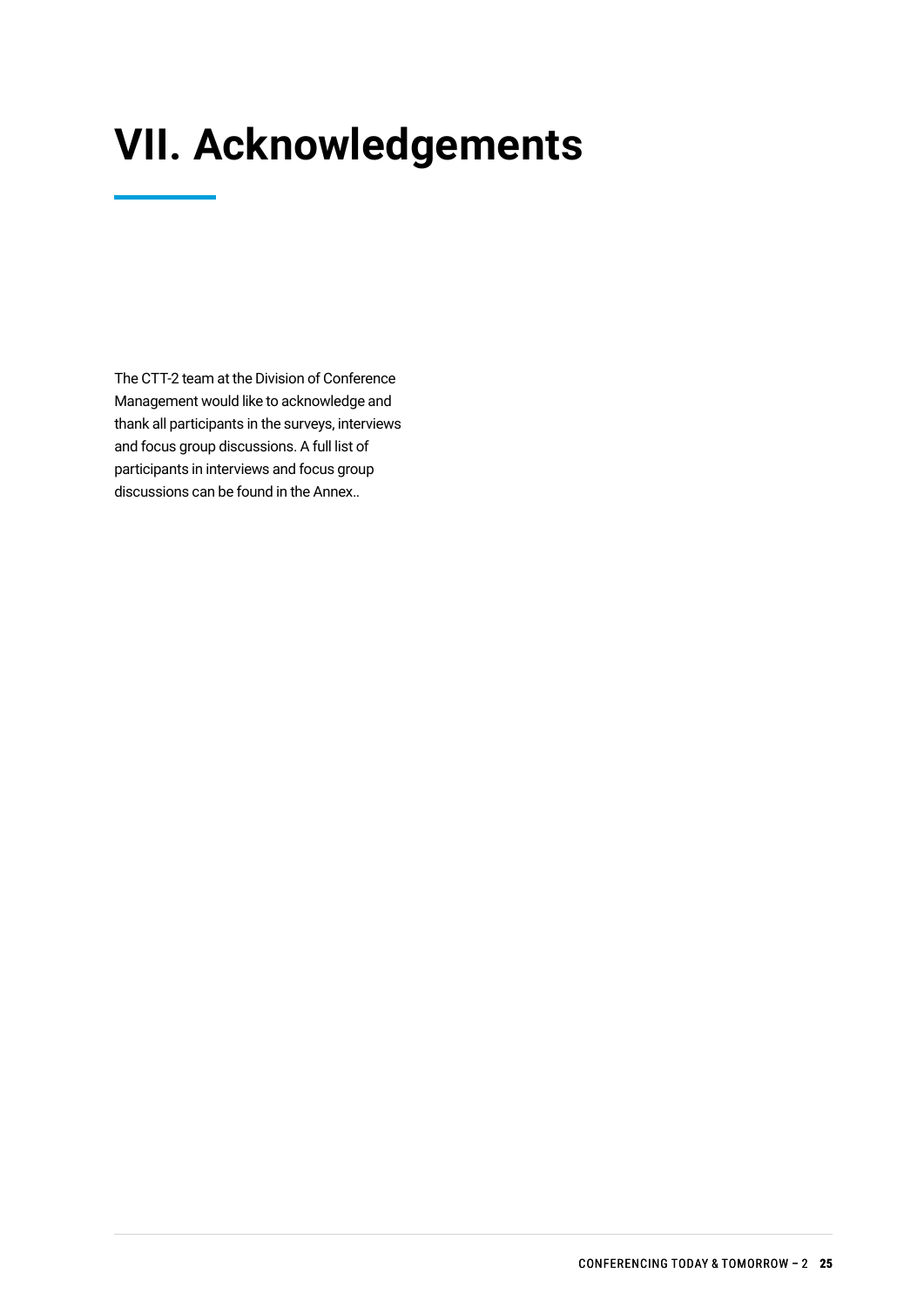# VII. Acknowledgements

The CTT-2 team at the Division of Conference Management would like to acknowledge and thank all participants in the surveys, interviews and focus group discussions. A full list of participants in interviews and focus group discussions can be found in the Annex..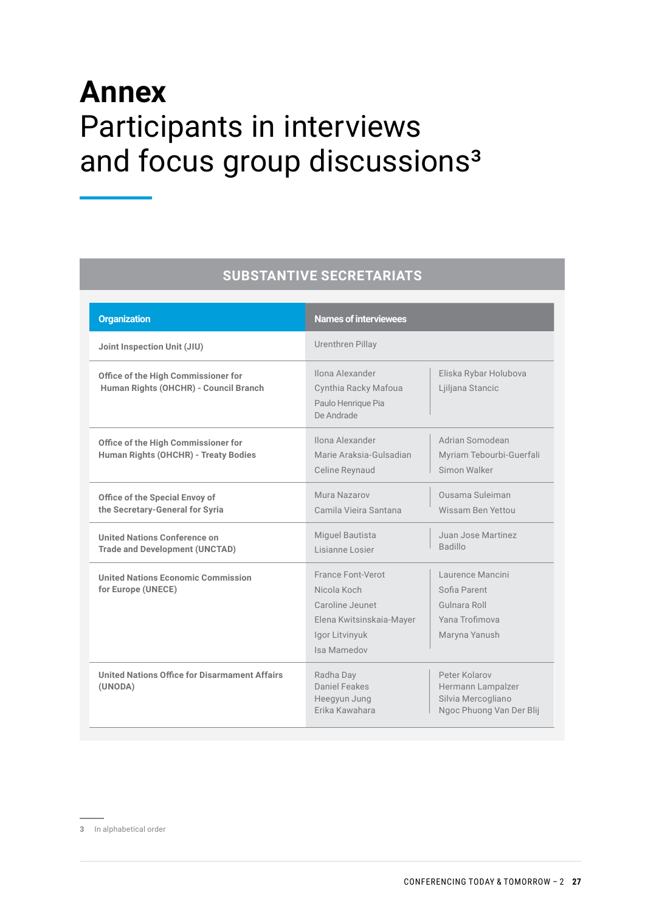# Annex
Participants in interviews and focus group discussions[3]

## SUBSTANTIVE SECRETARIATS

| Organization | Names of interviewees | |
|---|---|---|
| **Joint Inspection Unit (JIU)** | Urenthren Pillay | |
| **Office of the High Commissioner for Human Rights (OHCHR) - Council Branch** | Ilona Alexander<br>Cynthia Racky Mafoua<br>Paulo Henrique Pia De Andrade | Eliska Rybar Holubova<br>Ljiljana Stancic |
| **Office of the High Commissioner for Human Rights (OHCHR) - Treaty Bodies** | Ilona Alexander<br>Marie Araksia-Gulsadian<br>Celine Reynaud | Adrian Somodean<br>Myriam Tebourbi-Guerfali<br>Simon Walker |
| **Office of the Special Envoy of the Secretary-General for Syria** | Mura Nazarov<br>Camila Vieira Santana | Ousama Suleiman<br>Wissam Ben Yettou |
| **United Nations Conference on Trade and Development (UNCTAD)** | Miguel Bautista<br>Lisianne Losier | Juan Jose Martinez Badillo |
| **United Nations Economic Commission for Europe (UNECE)** | France Font-Verot<br>Nicola Koch<br>Caroline Jeunet<br>Elena Kwitsinskaia-Mayer<br>Igor Litvinyuk<br>Isa Mamedov | Laurence Mancini<br>Sofia Parent<br>Gulnara Roll<br>Yana Trofimova<br>Maryna Yanush |
| **United Nations Office for Disarmament Affairs (UNODA)** | Radha Day<br>Daniel Feakes<br>Heegyun Jung<br>Erika Kawahara | Peter Kolarov<br>Hermann Lampalzer<br>Silvia Mercogliano<br>Ngoc Phuong Van Der Blij |

3 In alphabetical order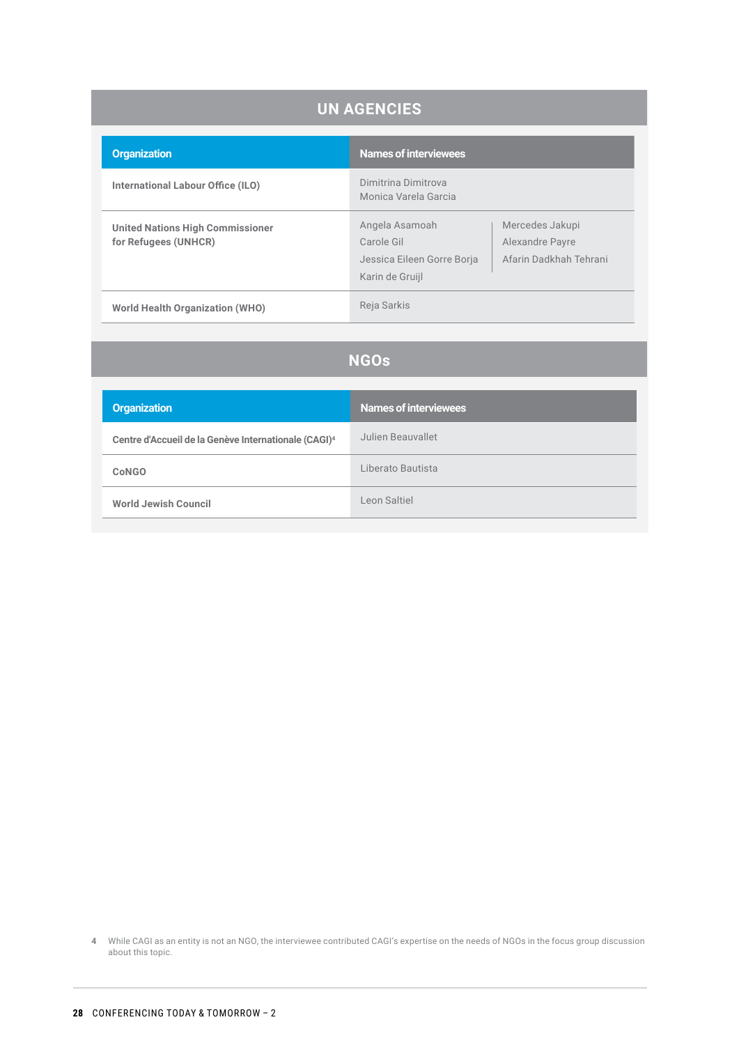## UN AGENCIES

| Organization | Names of interviewees |
| --- | --- |
| International Labour Office (ILO) | Dimitrina Dimitrova<br>Monica Varela Garcia |
| United Nations High Commissioner for Refugees (UNHCR) | Angela Asamoah<br>Carole Gil<br>Jessica Eileen Gorre Borja<br>Karin de Gruijl<br>Mercedes Jakupi<br>Alexandre Payre<br>Afarin Dadkhah Tehrani |
| World Health Organization (WHO) | Reja Sarkis |

## NGOs

| Organization | Names of interviewees |
| --- | --- |
| Centre d'Accueil de la Genève Internationale (CAGI)[4] | Julien Beauvallet |
| CoNGO | Liberato Bautista |
| World Jewish Council | Leon Saltiel |

4 While CAGI as an entity is not an NGO, the interviewee contributed CAGI's expertise on the needs of NGOs in the focus group discussion about this topic.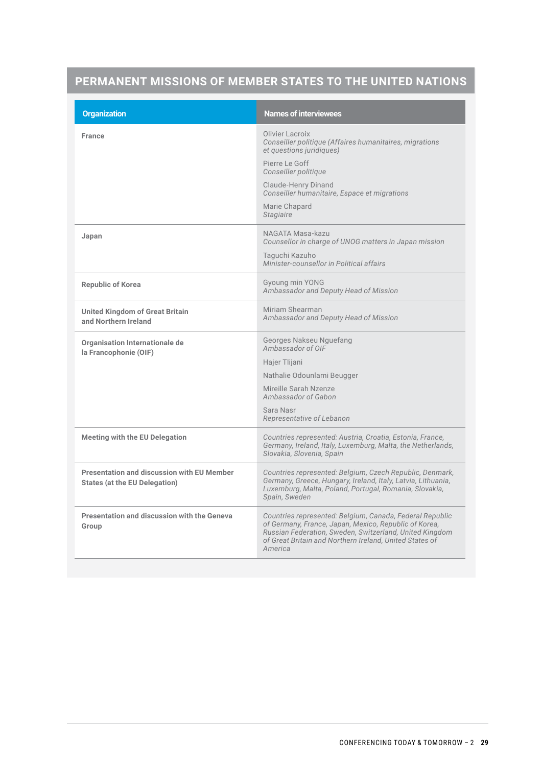## PERMANENT MISSIONS OF MEMBER STATES TO THE UNITED NATIONS

| Organization | Names of interviewees |
|---|---|
| **France** | Olivier Lacroix<br>*Conseiller politique (Affaires humanitaires, migrations et questions juridiques)*<br>Pierre Le Goff<br>*Conseiller politique*<br>Claude-Henry Dinand<br>*Conseiller humanitaire, Espace et migrations*<br>Marie Chapard<br>*Stagiaire* |
| **Japan** | NAGATA Masa-kazu<br>*Counsellor in charge of UNOG matters in Japan mission*<br>Taguchi Kazuho<br>*Minister-counsellor in Political affairs* |
| **Republic of Korea** | Gyoung min YONG<br>*Ambassador and Deputy Head of Mission* |
| **United Kingdom of Great Britain and Northern Ireland** | Miriam Shearman<br>*Ambassador and Deputy Head of Mission* |
| **Organisation Internationale de la Francophonie (OIF)** | Georges Nakseu Nguefang<br>*Ambassador of OIF*<br>Hajer Tlijani<br>Nathalie Odounlami Beugger<br>Mireille Sarah Nzenze<br>*Ambassador of Gabon*<br>Sara Nasr<br>*Representative of Lebanon* |
| **Meeting with the EU Delegation** | *Countries represented: Austria, Croatia, Estonia, France, Germany, Ireland, Italy, Luxemburg, Malta, the Netherlands, Slovakia, Slovenia, Spain* |
| **Presentation and discussion with EU Member States (at the EU Delegation)** | *Countries represented: Belgium, Czech Republic, Denmark, Germany, Greece, Hungary, Ireland, Italy, Latvia, Lithuania, Luxemburg, Malta, Poland, Portugal, Romania, Slovakia, Spain, Sweden* |
| **Presentation and discussion with the Geneva Group** | *Countries represented: Belgium, Canada, Federal Republic of Germany, France, Japan, Mexico, Republic of Korea, Russian Federation, Sweden, Switzerland, United Kingdom of Great Britain and Northern Ireland, United States of America* |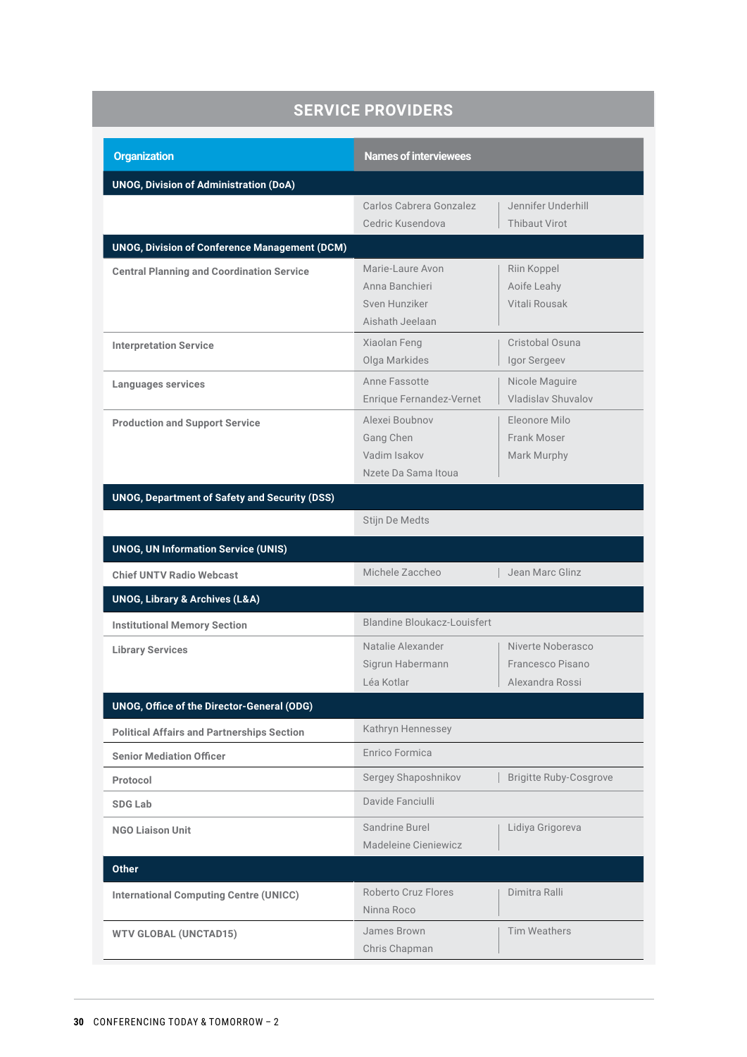## SERVICE PROVIDERS

| Organization | Names of interviewees | |
|---|---|---|
| **UNOG, Division of Administration (DoA)** | | |
| | Carlos Cabrera Gonzalez<br>Cedric Kusendova | Jennifer Underhill<br>Thibaut Virot |
| **UNOG, Division of Conference Management (DCM)** | | |
| Central Planning and Coordination Service | Marie-Laure Avon<br>Anna Banchieri<br>Sven Hunziker<br>Aishath Jeelaan | Riin Koppel<br>Aoife Leahy<br>Vitali Rousak |
| Interpretation Service | Xiaolan Feng<br>Olga Markides | Cristobal Osuna<br>Igor Sergeev |
| Languages services | Anne Fassotte<br>Enrique Fernandez-Vernet | Nicole Maguire<br>Vladislav Shuvalov |
| Production and Support Service | Alexei Boubnov<br>Gang Chen<br>Vadim Isakov<br>Nzete Da Sama Itoua | Eleonore Milo<br>Frank Moser<br>Mark Murphy |
| **UNOG, Department of Safety and Security (DSS)** | | |
| | Stijn De Medts | |
| **UNOG, UN Information Service (UNIS)** | | |
| Chief UNTV Radio Webcast | Michele Zaccheo | Jean Marc Glinz |
| **UNOG, Library & Archives (L&A)** | | |
| Institutional Memory Section | Blandine Bloukacz-Louisfert | |
| Library Services | Natalie Alexander<br>Sigrun Habermann<br>Léa Kotlar | Niverte Noberasco<br>Francesco Pisano<br>Alexandra Rossi |
| **UNOG, Office of the Director-General (ODG)** | | |
| Political Affairs and Partnerships Section | Kathryn Hennessey | |
| Senior Mediation Officer | Enrico Formica | |
| Protocol | Sergey Shaposhnikov | Brigitte Ruby-Cosgrove |
| SDG Lab | Davide Fanciulli | |
| NGO Liaison Unit | Sandrine Burel<br>Madeleine Cieniewicz | Lidiya Grigoreva |
| **Other** | | |
| International Computing Centre (UNICC) | Roberto Cruz Flores<br>Ninna Roco | Dimitra Ralli |
| WTV GLOBAL (UNCTAD15) | James Brown<br>Chris Chapman | Tim Weathers |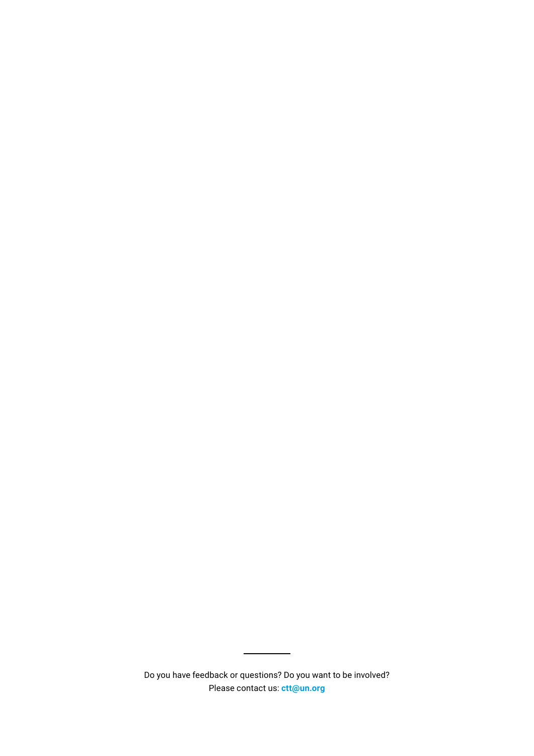---

Do you have feedback or questions? Do you want to be involved?
Please contact us: **ctt@un.org**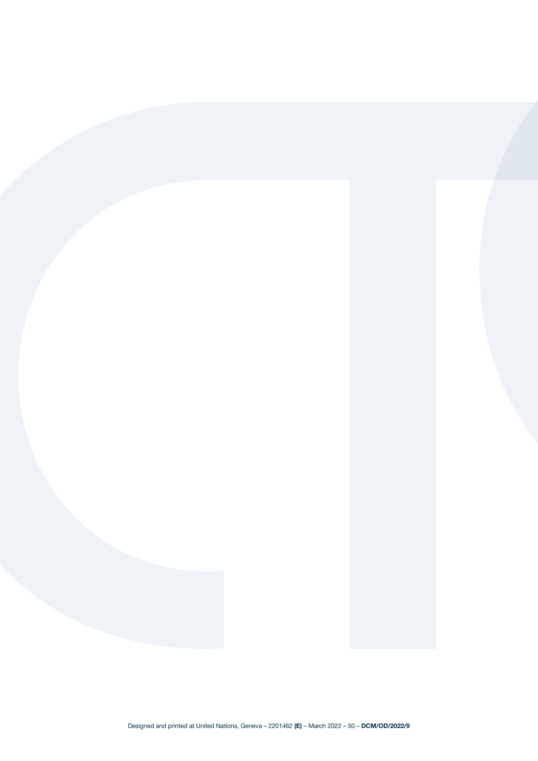Designed and printed at United Nations, Geneva – 2201462 **(E)** – March 2022 – 50 – **DCM/OD/2022/9**